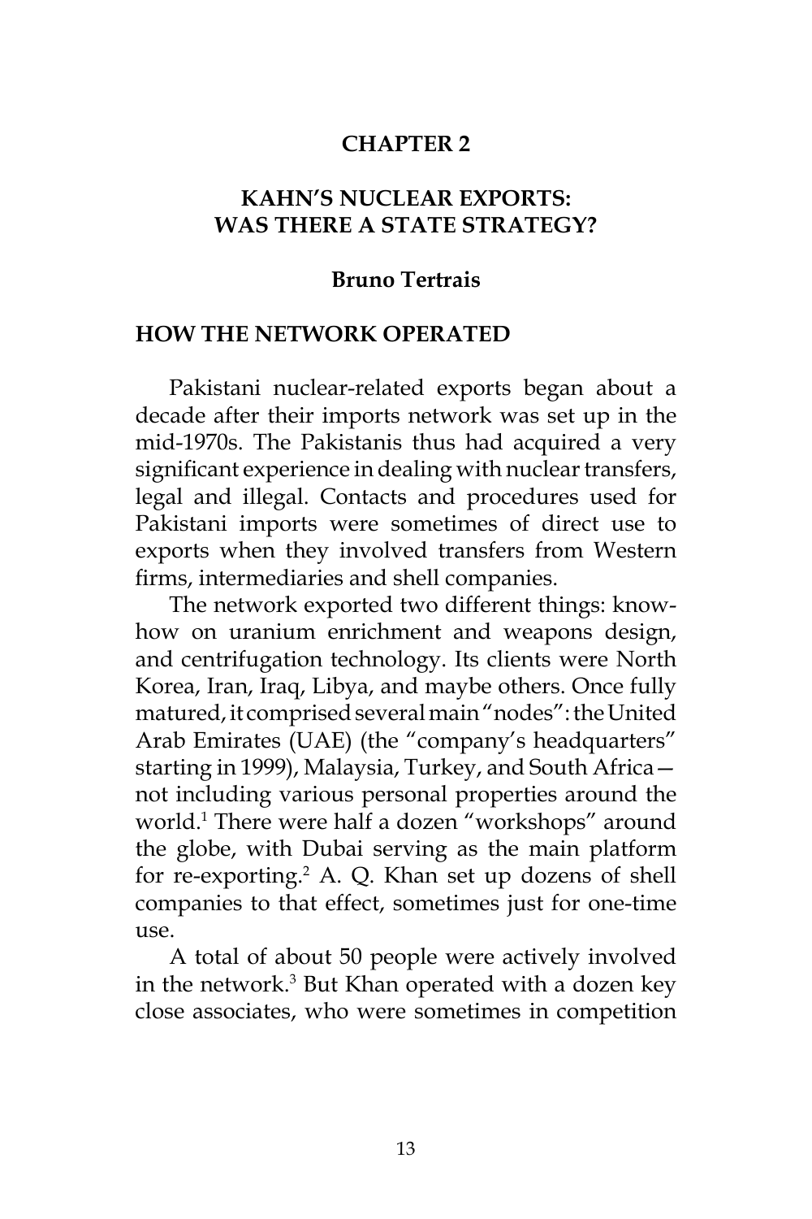# CHAPTER 2

# KAHN'S NUCLEAR EXPORTS: WAS THERE A STATE STRATEGY?

### Bruno Tertrais

## HOW THE NETWORK OPERATED

Pakistani nuclear-related exports began about a decade after their imports network was set up in the mid-1970s. The Pakistanis thus had acquired a very significant experience in dealing with nuclear transfers, legal and illegal. Contacts and procedures used for Pakistani imports were sometimes of direct use to exports when they involved transfers from Western firms, intermediaries and shell companies.

The network exported two different things: know-how on uranium enrichment and weapons design, and centrifugation technology. Its clients were North Korea, Iran, Iraq, Libya, and maybe others. Once fully matured, it comprised several main "nodes": the United Arab Emirates (UAE) (the "company's headquarters" starting in 1999), Malaysia, Turkey, and South Africa—not including various personal properties around the world.[1] There were half a dozen "workshops" around the globe, with Dubai serving as the main platform for re-exporting.[2] A. Q. Khan set up dozens of shell companies to that effect, sometimes just for one-time use.

A total of about 50 people were actively involved in the network.[3] But Khan operated with a dozen key close associates, who were sometimes in competition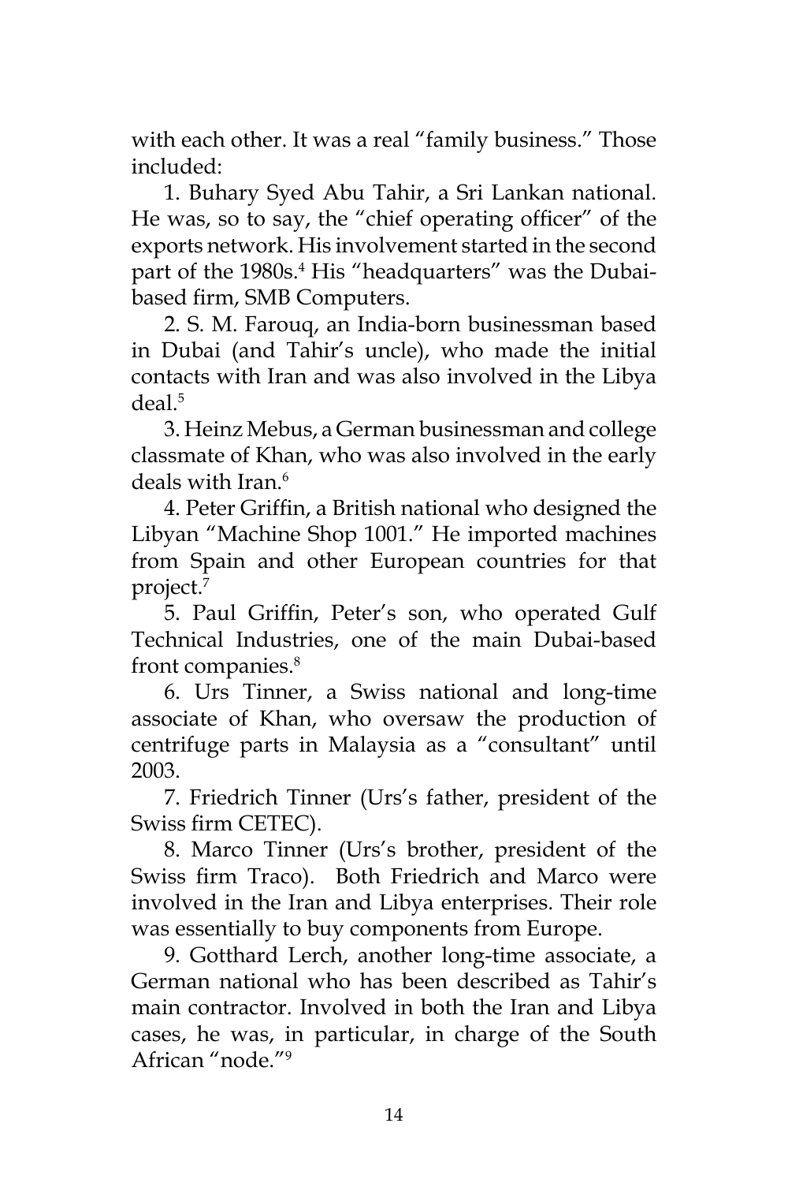with each other. It was a real "family business." Those included:

1. Buhary Syed Abu Tahir, a Sri Lankan national. He was, so to say, the "chief operating officer" of the exports network. His involvement started in the second part of the 1980s.[4] His "headquarters" was the Dubai-based firm, SMB Computers.

2. S. M. Farouq, an India-born businessman based in Dubai (and Tahir's uncle), who made the initial contacts with Iran and was also involved in the Libya deal.[5]

3. Heinz Mebus, a German businessman and college classmate of Khan, who was also involved in the early deals with Iran.[6]

4. Peter Griffin, a British national who designed the Libyan "Machine Shop 1001." He imported machines from Spain and other European countries for that project.[7]

5. Paul Griffin, Peter's son, who operated Gulf Technical Industries, one of the main Dubai-based front companies.[8]

6. Urs Tinner, a Swiss national and long-time associate of Khan, who oversaw the production of centrifuge parts in Malaysia as a "consultant" until 2003.

7. Friedrich Tinner (Urs's father, president of the Swiss firm CETEC).

8. Marco Tinner (Urs's brother, president of the Swiss firm Traco). Both Friedrich and Marco were involved in the Iran and Libya enterprises. Their role was essentially to buy components from Europe.

9. Gotthard Lerch, another long-time associate, a German national who has been described as Tahir's main contractor. Involved in both the Iran and Libya cases, he was, in particular, in charge of the South African "node."[9]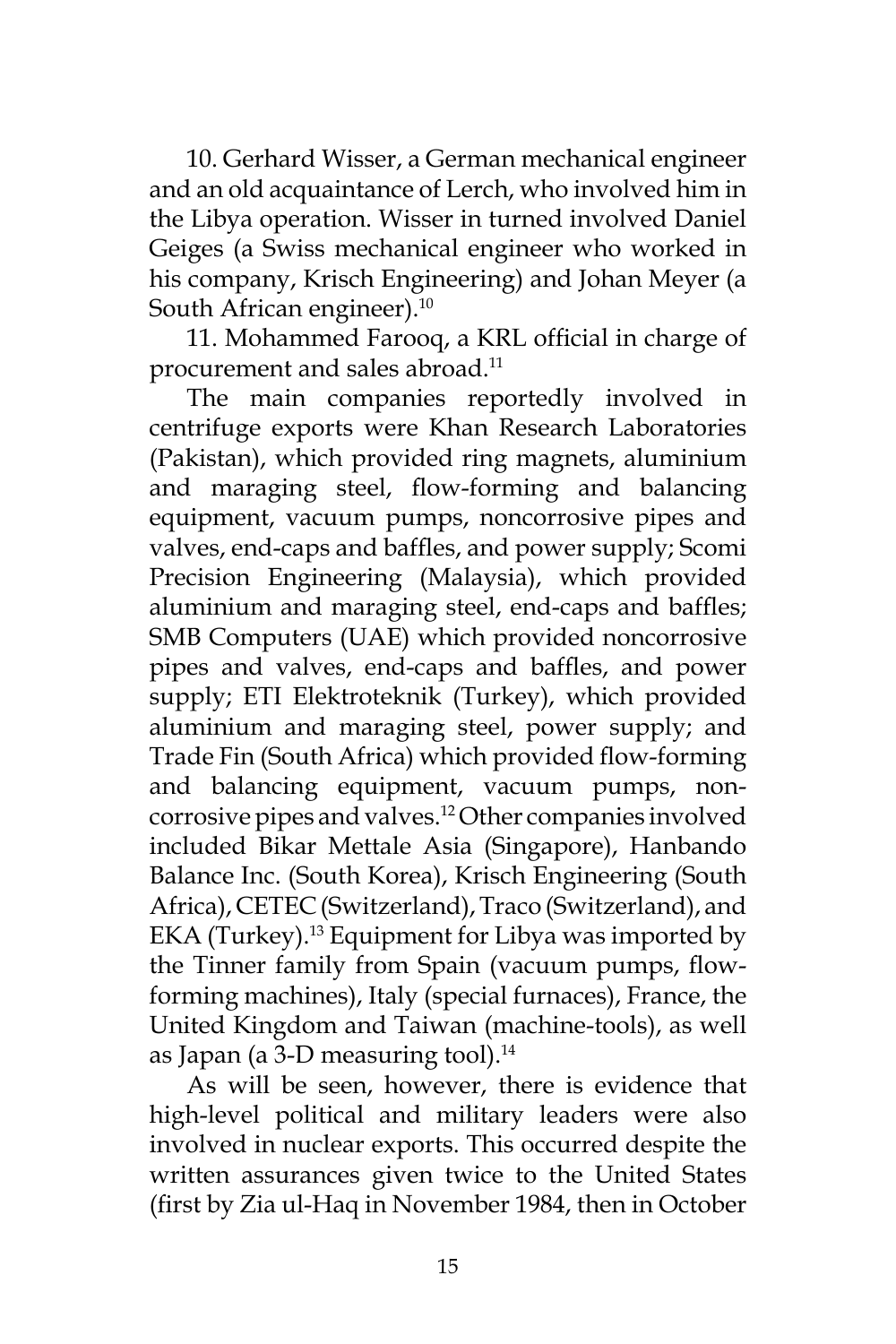10. Gerhard Wisser, a German mechanical engineer and an old acquaintance of Lerch, who involved him in the Libya operation. Wisser in turned involved Daniel Geiges (a Swiss mechanical engineer who worked in his company, Krisch Engineering) and Johan Meyer (a South African engineer).[10]

11. Mohammed Farooq, a KRL official in charge of procurement and sales abroad.[11]

The main companies reportedly involved in centrifuge exports were Khan Research Laboratories (Pakistan), which provided ring magnets, aluminium and maraging steel, flow-forming and balancing equipment, vacuum pumps, noncorrosive pipes and valves, end-caps and baffles, and power supply; Scomi Precision Engineering (Malaysia), which provided aluminium and maraging steel, end-caps and baffles; SMB Computers (UAE) which provided noncorrosive pipes and valves, end-caps and baffles, and power supply; ETI Elektroteknik (Turkey), which provided aluminium and maraging steel, power supply; and Trade Fin (South Africa) which provided flow-forming and balancing equipment, vacuum pumps, non-corrosive pipes and valves.[12] Other companies involved included Bikar Mettale Asia (Singapore), Hanbando Balance Inc. (South Korea), Krisch Engineering (South Africa), CETEC (Switzerland), Traco (Switzerland), and EKA (Turkey).[13] Equipment for Libya was imported by the Tinner family from Spain (vacuum pumps, flow-forming machines), Italy (special furnaces), France, the United Kingdom and Taiwan (machine-tools), as well as Japan (a 3-D measuring tool).[14]

As will be seen, however, there is evidence that high-level political and military leaders were also involved in nuclear exports. This occurred despite the written assurances given twice to the United States (first by Zia ul-Haq in November 1984, then in October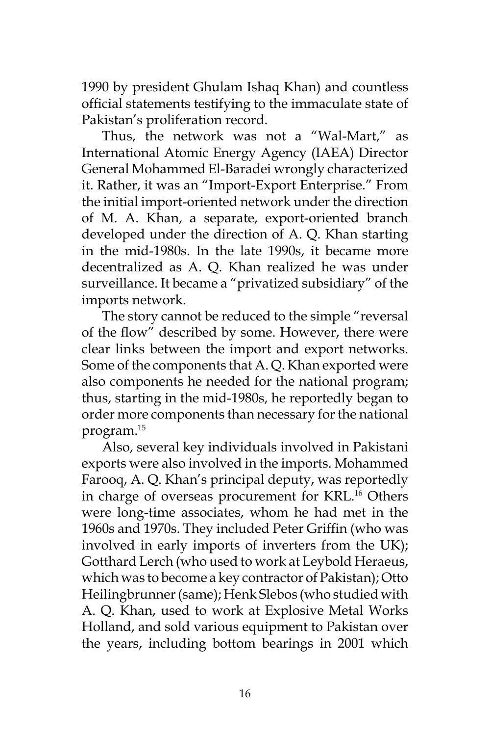1990 by president Ghulam Ishaq Khan) and countless official statements testifying to the immaculate state of Pakistan's proliferation record.

Thus, the network was not a "Wal-Mart," as International Atomic Energy Agency (IAEA) Director General Mohammed El-Baradei wrongly characterized it. Rather, it was an "Import-Export Enterprise." From the initial import-oriented network under the direction of M. A. Khan, a separate, export-oriented branch developed under the direction of A. Q. Khan starting in the mid-1980s. In the late 1990s, it became more decentralized as A. Q. Khan realized he was under surveillance. It became a "privatized subsidiary" of the imports network.

The story cannot be reduced to the simple "reversal of the flow" described by some. However, there were clear links between the import and export networks. Some of the components that A. Q. Khan exported were also components he needed for the national program; thus, starting in the mid-1980s, he reportedly began to order more components than necessary for the national program.[15]

Also, several key individuals involved in Pakistani exports were also involved in the imports. Mohammed Farooq, A. Q. Khan's principal deputy, was reportedly in charge of overseas procurement for KRL.[16] Others were long-time associates, whom he had met in the 1960s and 1970s. They included Peter Griffin (who was involved in early imports of inverters from the UK); Gotthard Lerch (who used to work at Leybold Heraeus, which was to become a key contractor of Pakistan); Otto Heilingbrunner (same); Henk Slebos (who studied with A. Q. Khan, used to work at Explosive Metal Works Holland, and sold various equipment to Pakistan over the years, including bottom bearings in 2001 which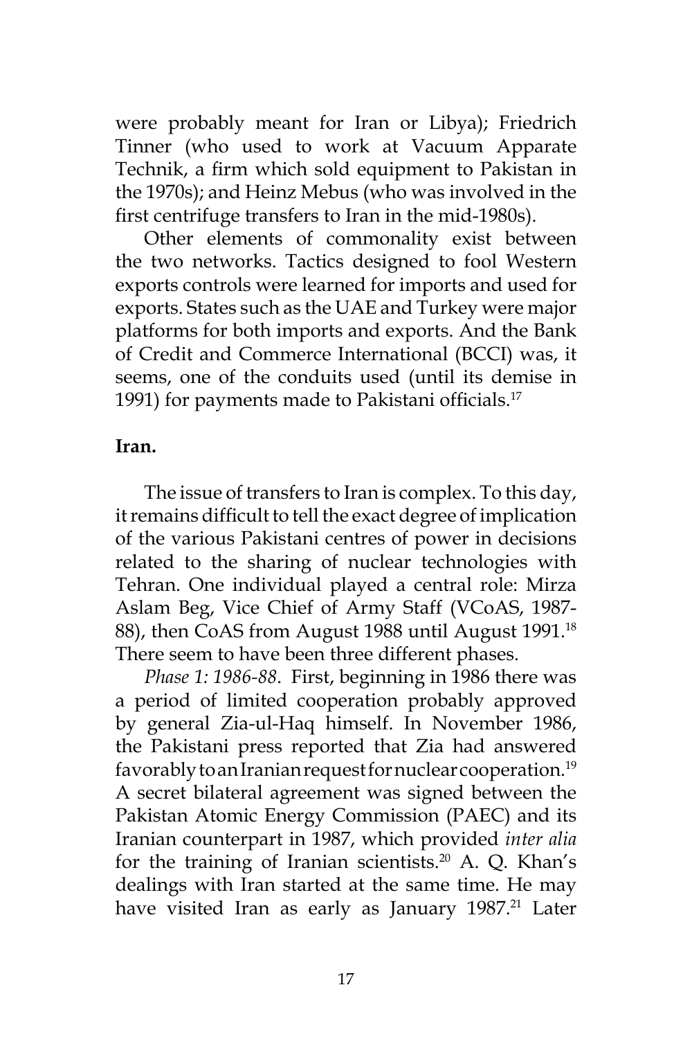were probably meant for Iran or Libya); Friedrich Tinner (who used to work at Vacuum Apparate Technik, a firm which sold equipment to Pakistan in the 1970s); and Heinz Mebus (who was involved in the first centrifuge transfers to Iran in the mid-1980s).

Other elements of commonality exist between the two networks. Tactics designed to fool Western exports controls were learned for imports and used for exports. States such as the UAE and Turkey were major platforms for both imports and exports. And the Bank of Credit and Commerce International (BCCI) was, it seems, one of the conduits used (until its demise in 1991) for payments made to Pakistani officials.[17]

**Iran.**

The issue of transfers to Iran is complex. To this day, it remains difficult to tell the exact degree of implication of the various Pakistani centres of power in decisions related to the sharing of nuclear technologies with Tehran. One individual played a central role: Mirza Aslam Beg, Vice Chief of Army Staff (VCoAS, 1987-88), then CoAS from August 1988 until August 1991.[18] There seem to have been three different phases.

*Phase 1: 1986-88*. First, beginning in 1986 there was a period of limited cooperation probably approved by general Zia-ul-Haq himself. In November 1986, the Pakistani press reported that Zia had answered favorably to an Iranian request for nuclear cooperation.[19] A secret bilateral agreement was signed between the Pakistan Atomic Energy Commission (PAEC) and its Iranian counterpart in 1987, which provided *inter alia* for the training of Iranian scientists.[20] A. Q. Khan's dealings with Iran started at the same time. He may have visited Iran as early as January 1987.[21] Later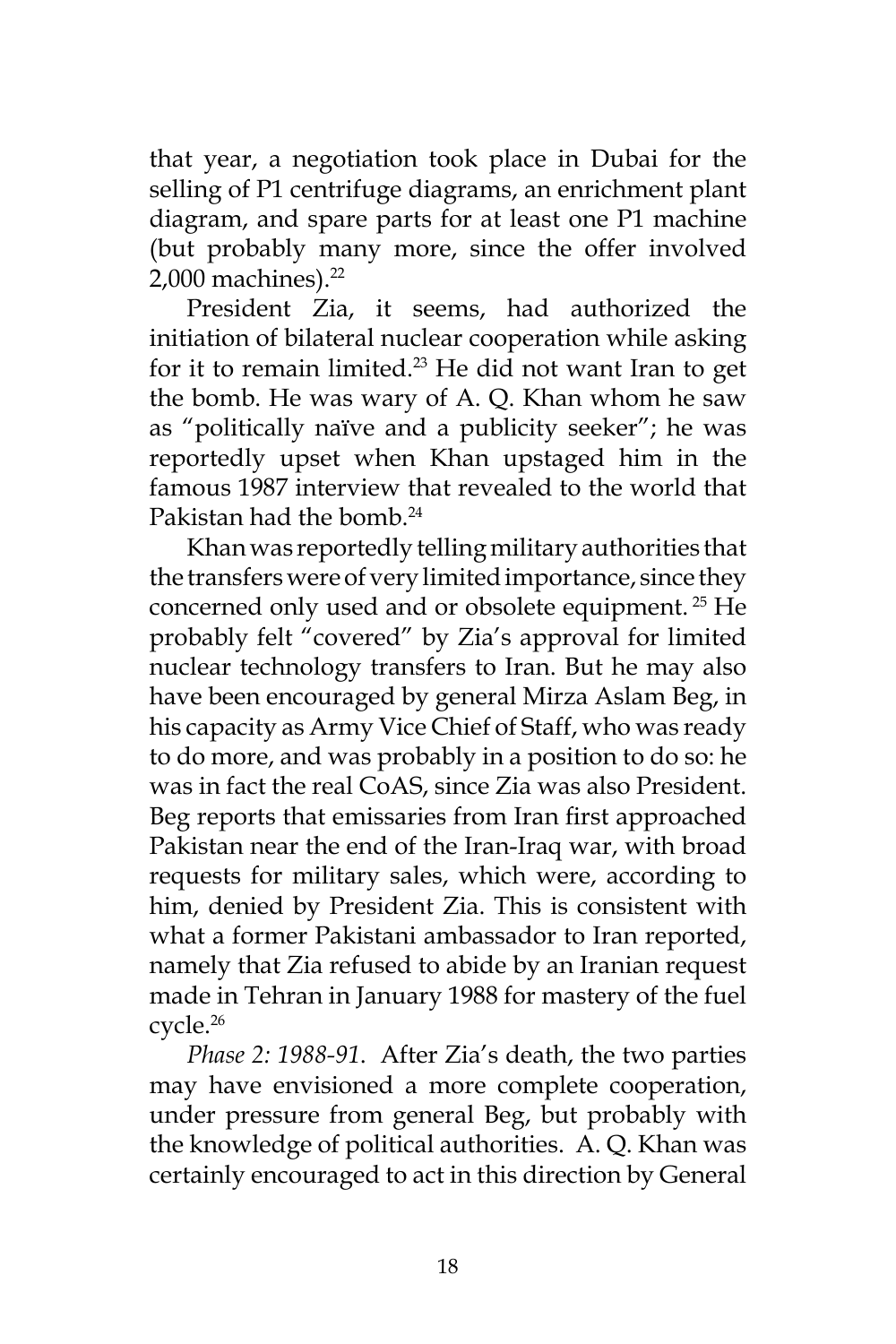that year, a negotiation took place in Dubai for the selling of P1 centrifuge diagrams, an enrichment plant diagram, and spare parts for at least one P1 machine (but probably many more, since the offer involved 2,000 machines).[22]

President Zia, it seems, had authorized the initiation of bilateral nuclear cooperation while asking for it to remain limited.[23] He did not want Iran to get the bomb. He was wary of A. Q. Khan whom he saw as "politically naïve and a publicity seeker"; he was reportedly upset when Khan upstaged him in the famous 1987 interview that revealed to the world that Pakistan had the bomb.[24]

Khan was reportedly telling military authorities that the transfers were of very limited importance, since they concerned only used and or obsolete equipment.[25] He probably felt "covered" by Zia's approval for limited nuclear technology transfers to Iran. But he may also have been encouraged by general Mirza Aslam Beg, in his capacity as Army Vice Chief of Staff, who was ready to do more, and was probably in a position to do so: he was in fact the real CoAS, since Zia was also President. Beg reports that emissaries from Iran first approached Pakistan near the end of the Iran-Iraq war, with broad requests for military sales, which were, according to him, denied by President Zia. This is consistent with what a former Pakistani ambassador to Iran reported, namely that Zia refused to abide by an Iranian request made in Tehran in January 1988 for mastery of the fuel cycle.[26]

*Phase 2: 1988-91*. After Zia's death, the two parties may have envisioned a more complete cooperation, under pressure from general Beg, but probably with the knowledge of political authorities. A. Q. Khan was certainly encouraged to act in this direction by General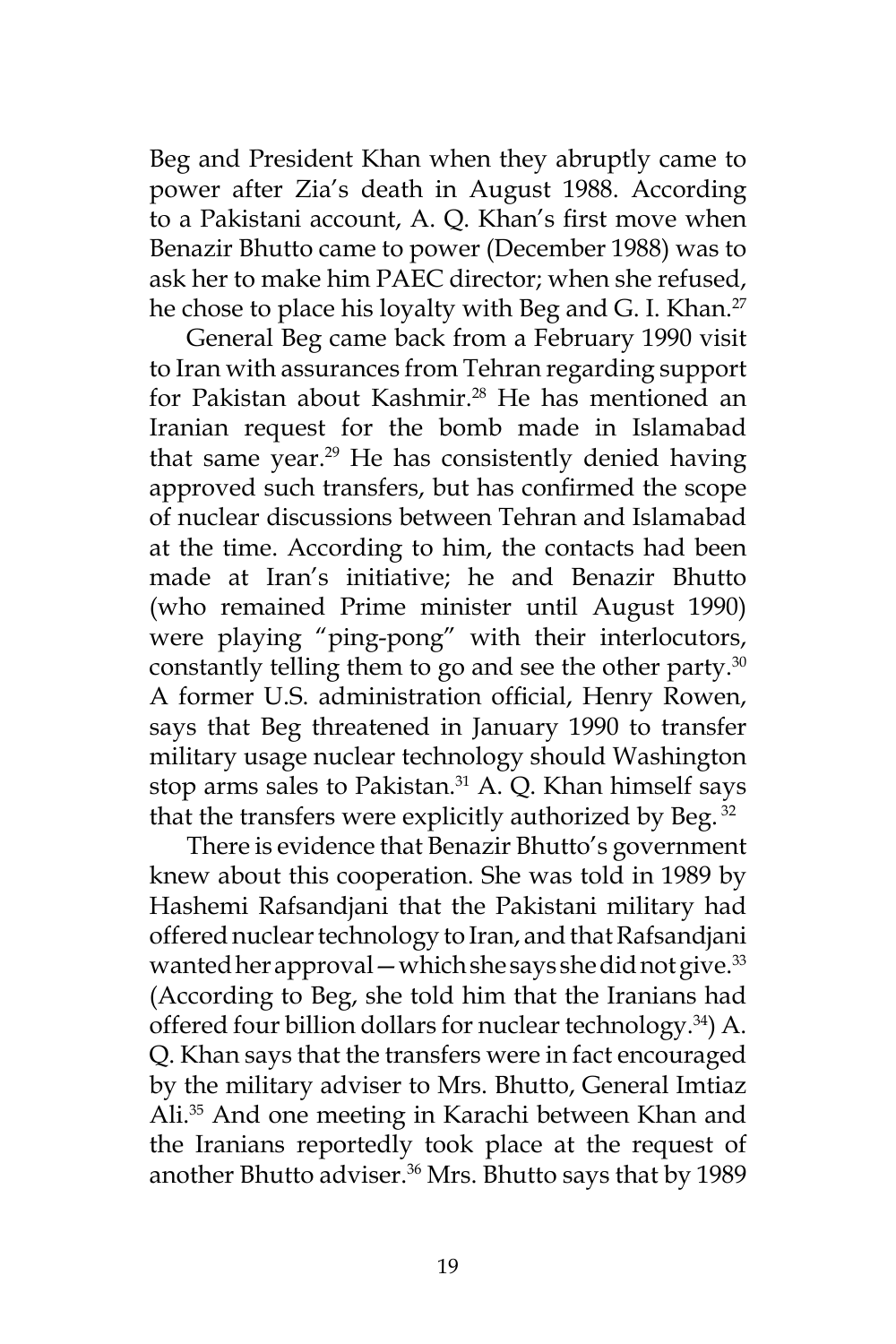Beg and President Khan when they abruptly came to power after Zia's death in August 1988. According to a Pakistani account, A. Q. Khan's first move when Benazir Bhutto came to power (December 1988) was to ask her to make him PAEC director; when she refused, he chose to place his loyalty with Beg and G. I. Khan.[27]

General Beg came back from a February 1990 visit to Iran with assurances from Tehran regarding support for Pakistan about Kashmir.[28] He has mentioned an Iranian request for the bomb made in Islamabad that same year.[29] He has consistently denied having approved such transfers, but has confirmed the scope of nuclear discussions between Tehran and Islamabad at the time. According to him, the contacts had been made at Iran's initiative; he and Benazir Bhutto (who remained Prime minister until August 1990) were playing "ping-pong" with their interlocutors, constantly telling them to go and see the other party.[30] A former U.S. administration official, Henry Rowen, says that Beg threatened in January 1990 to transfer military usage nuclear technology should Washington stop arms sales to Pakistan.[31] A. Q. Khan himself says that the transfers were explicitly authorized by Beg.[32]

There is evidence that Benazir Bhutto's government knew about this cooperation. She was told in 1989 by Hashemi Rafsandjani that the Pakistani military had offered nuclear technology to Iran, and that Rafsandjani wanted her approval—which she says she did not give.[33] (According to Beg, she told him that the Iranians had offered four billion dollars for nuclear technology.[34]) A. Q. Khan says that the transfers were in fact encouraged by the military adviser to Mrs. Bhutto, General Imtiaz Ali.[35] And one meeting in Karachi between Khan and the Iranians reportedly took place at the request of another Bhutto adviser.[36] Mrs. Bhutto says that by 1989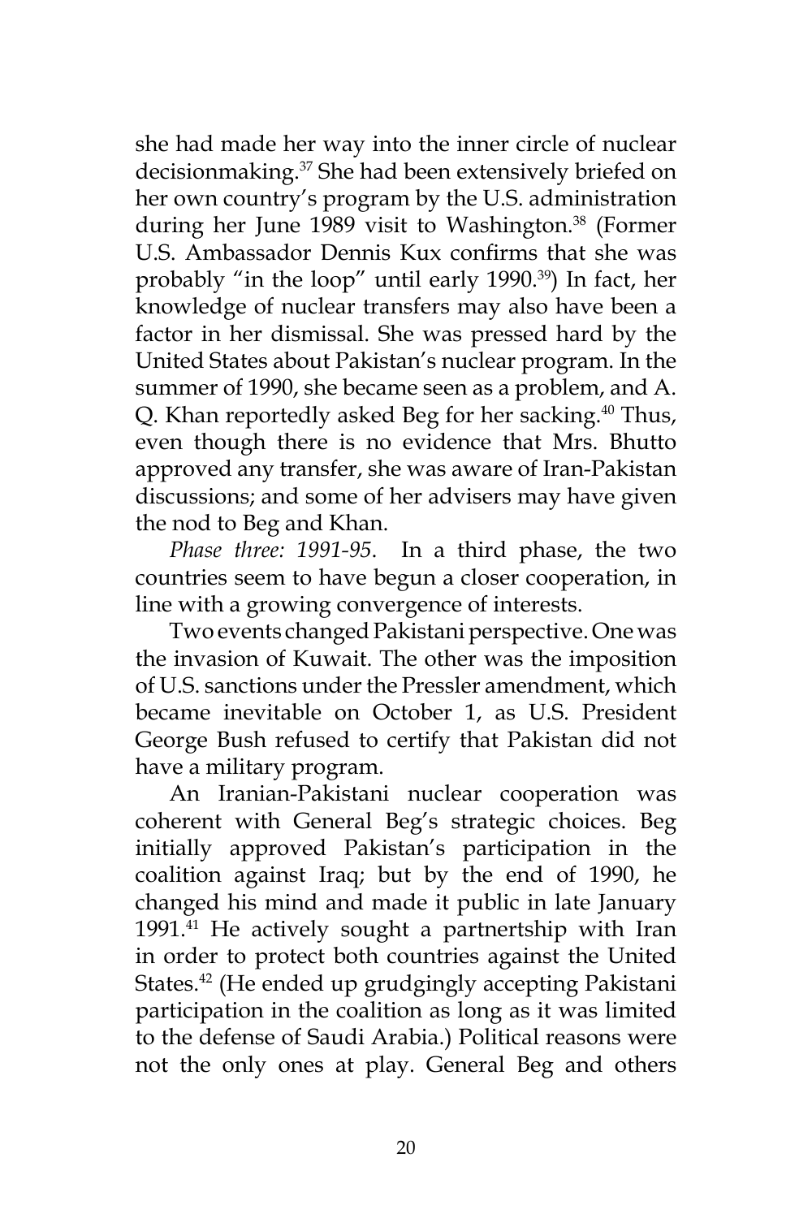she had made her way into the inner circle of nuclear decisionmaking.[37] She had been extensively briefed on her own country's program by the U.S. administration during her June 1989 visit to Washington.[38] (Former U.S. Ambassador Dennis Kux confirms that she was probably "in the loop" until early 1990.[39]) In fact, her knowledge of nuclear transfers may also have been a factor in her dismissal. She was pressed hard by the United States about Pakistan's nuclear program. In the summer of 1990, she became seen as a problem, and A. Q. Khan reportedly asked Beg for her sacking.[40] Thus, even though there is no evidence that Mrs. Bhutto approved any transfer, she was aware of Iran-Pakistan discussions; and some of her advisers may have given the nod to Beg and Khan.

*Phase three: 1991-95*. In a third phase, the two countries seem to have begun a closer cooperation, in line with a growing convergence of interests.

Two events changed Pakistani perspective. One was the invasion of Kuwait. The other was the imposition of U.S. sanctions under the Pressler amendment, which became inevitable on October 1, as U.S. President George Bush refused to certify that Pakistan did not have a military program.

An Iranian-Pakistani nuclear cooperation was coherent with General Beg's strategic choices. Beg initially approved Pakistan's participation in the coalition against Iraq; but by the end of 1990, he changed his mind and made it public in late January 1991.[41] He actively sought a partnertship with Iran in order to protect both countries against the United States.[42] (He ended up grudgingly accepting Pakistani participation in the coalition as long as it was limited to the defense of Saudi Arabia.) Political reasons were not the only ones at play. General Beg and others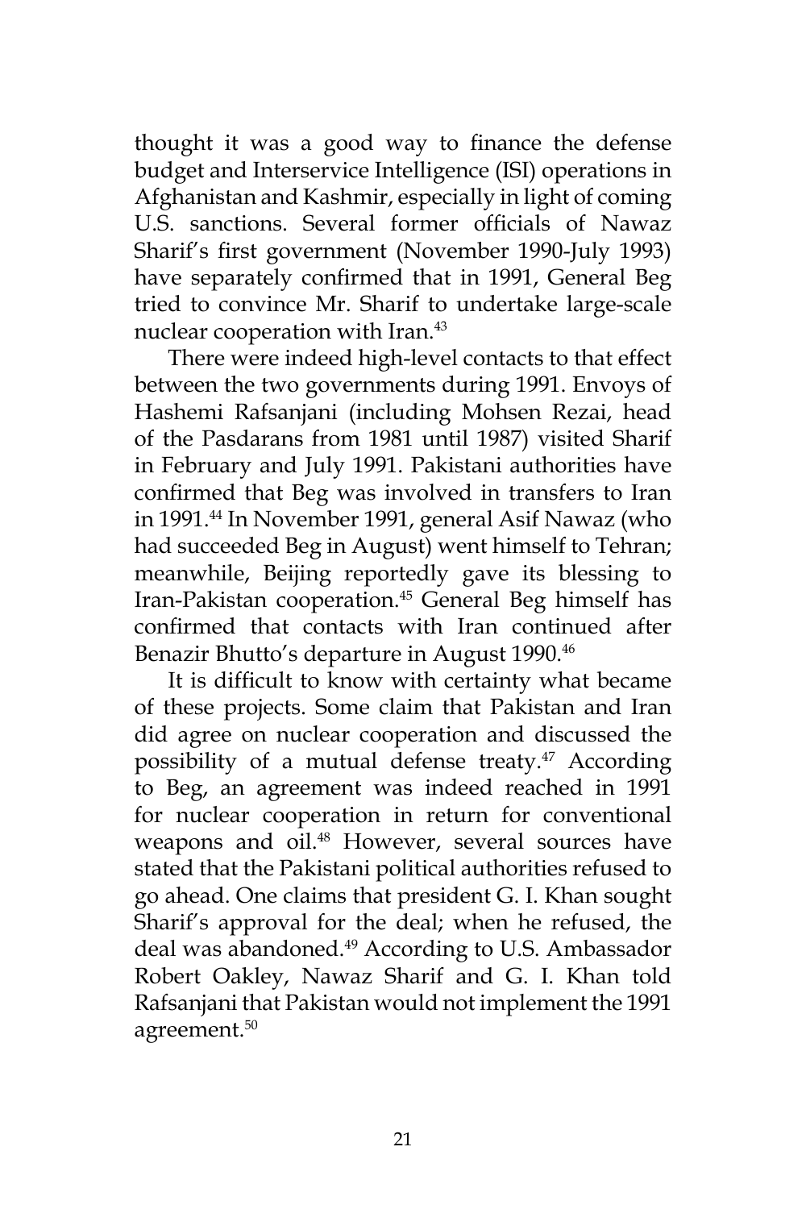thought it was a good way to finance the defense budget and Interservice Intelligence (ISI) operations in Afghanistan and Kashmir, especially in light of coming U.S. sanctions. Several former officials of Nawaz Sharif's first government (November 1990-July 1993) have separately confirmed that in 1991, General Beg tried to convince Mr. Sharif to undertake large-scale nuclear cooperation with Iran.[43]

There were indeed high-level contacts to that effect between the two governments during 1991. Envoys of Hashemi Rafsanjani (including Mohsen Rezai, head of the Pasdarans from 1981 until 1987) visited Sharif in February and July 1991. Pakistani authorities have confirmed that Beg was involved in transfers to Iran in 1991.[44] In November 1991, general Asif Nawaz (who had succeeded Beg in August) went himself to Tehran; meanwhile, Beijing reportedly gave its blessing to Iran-Pakistan cooperation.[45] General Beg himself has confirmed that contacts with Iran continued after Benazir Bhutto's departure in August 1990.[46]

It is difficult to know with certainty what became of these projects. Some claim that Pakistan and Iran did agree on nuclear cooperation and discussed the possibility of a mutual defense treaty.[47] According to Beg, an agreement was indeed reached in 1991 for nuclear cooperation in return for conventional weapons and oil.[48] However, several sources have stated that the Pakistani political authorities refused to go ahead. One claims that president G. I. Khan sought Sharif's approval for the deal; when he refused, the deal was abandoned.[49] According to U.S. Ambassador Robert Oakley, Nawaz Sharif and G. I. Khan told Rafsanjani that Pakistan would not implement the 1991 agreement.[50]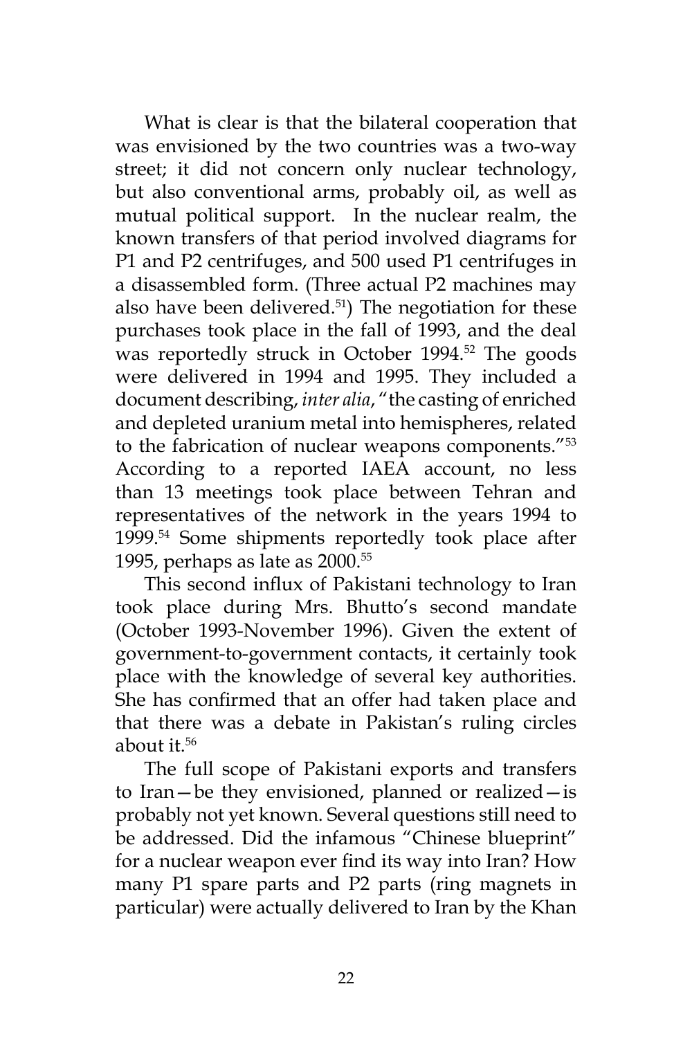What is clear is that the bilateral cooperation that was envisioned by the two countries was a two-way street; it did not concern only nuclear technology, but also conventional arms, probably oil, as well as mutual political support. In the nuclear realm, the known transfers of that period involved diagrams for P1 and P2 centrifuges, and 500 used P1 centrifuges in a disassembled form. (Three actual P2 machines may also have been delivered.[51]) The negotiation for these purchases took place in the fall of 1993, and the deal was reportedly struck in October 1994.[52] The goods were delivered in 1994 and 1995. They included a document describing, *inter alia*, "the casting of enriched and depleted uranium metal into hemispheres, related to the fabrication of nuclear weapons components."[53] According to a reported IAEA account, no less than 13 meetings took place between Tehran and representatives of the network in the years 1994 to 1999.[54] Some shipments reportedly took place after 1995, perhaps as late as 2000.[55]

This second influx of Pakistani technology to Iran took place during Mrs. Bhutto's second mandate (October 1993-November 1996). Given the extent of government-to-government contacts, it certainly took place with the knowledge of several key authorities. She has confirmed that an offer had taken place and that there was a debate in Pakistan's ruling circles about it.[56]

The full scope of Pakistani exports and transfers to Iran—be they envisioned, planned or realized—is probably not yet known. Several questions still need to be addressed. Did the infamous "Chinese blueprint" for a nuclear weapon ever find its way into Iran? How many P1 spare parts and P2 parts (ring magnets in particular) were actually delivered to Iran by the Khan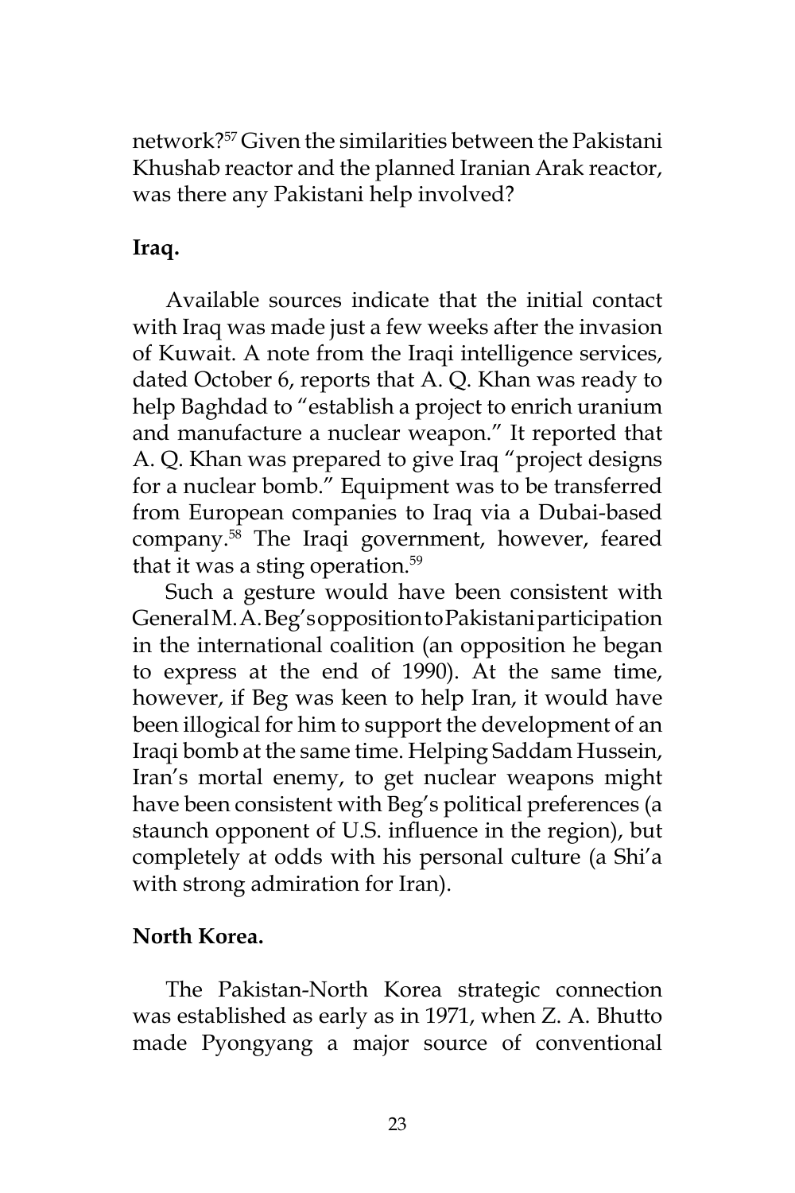network?[57] Given the similarities between the Pakistani Khushab reactor and the planned Iranian Arak reactor, was there any Pakistani help involved?

**Iraq.**

Available sources indicate that the initial contact with Iraq was made just a few weeks after the invasion of Kuwait. A note from the Iraqi intelligence services, dated October 6, reports that A. Q. Khan was ready to help Baghdad to "establish a project to enrich uranium and manufacture a nuclear weapon." It reported that A. Q. Khan was prepared to give Iraq "project designs for a nuclear bomb." Equipment was to be transferred from European companies to Iraq via a Dubai-based company.[58] The Iraqi government, however, feared that it was a sting operation.[59]

Such a gesture would have been consistent with General M. A. Beg's opposition to Pakistani participation in the international coalition (an opposition he began to express at the end of 1990). At the same time, however, if Beg was keen to help Iran, it would have been illogical for him to support the development of an Iraqi bomb at the same time. Helping Saddam Hussein, Iran's mortal enemy, to get nuclear weapons might have been consistent with Beg's political preferences (a staunch opponent of U.S. influence in the region), but completely at odds with his personal culture (a Shi'a with strong admiration for Iran).

**North Korea.**

The Pakistan-North Korea strategic connection was established as early as in 1971, when Z. A. Bhutto made Pyongyang a major source of conventional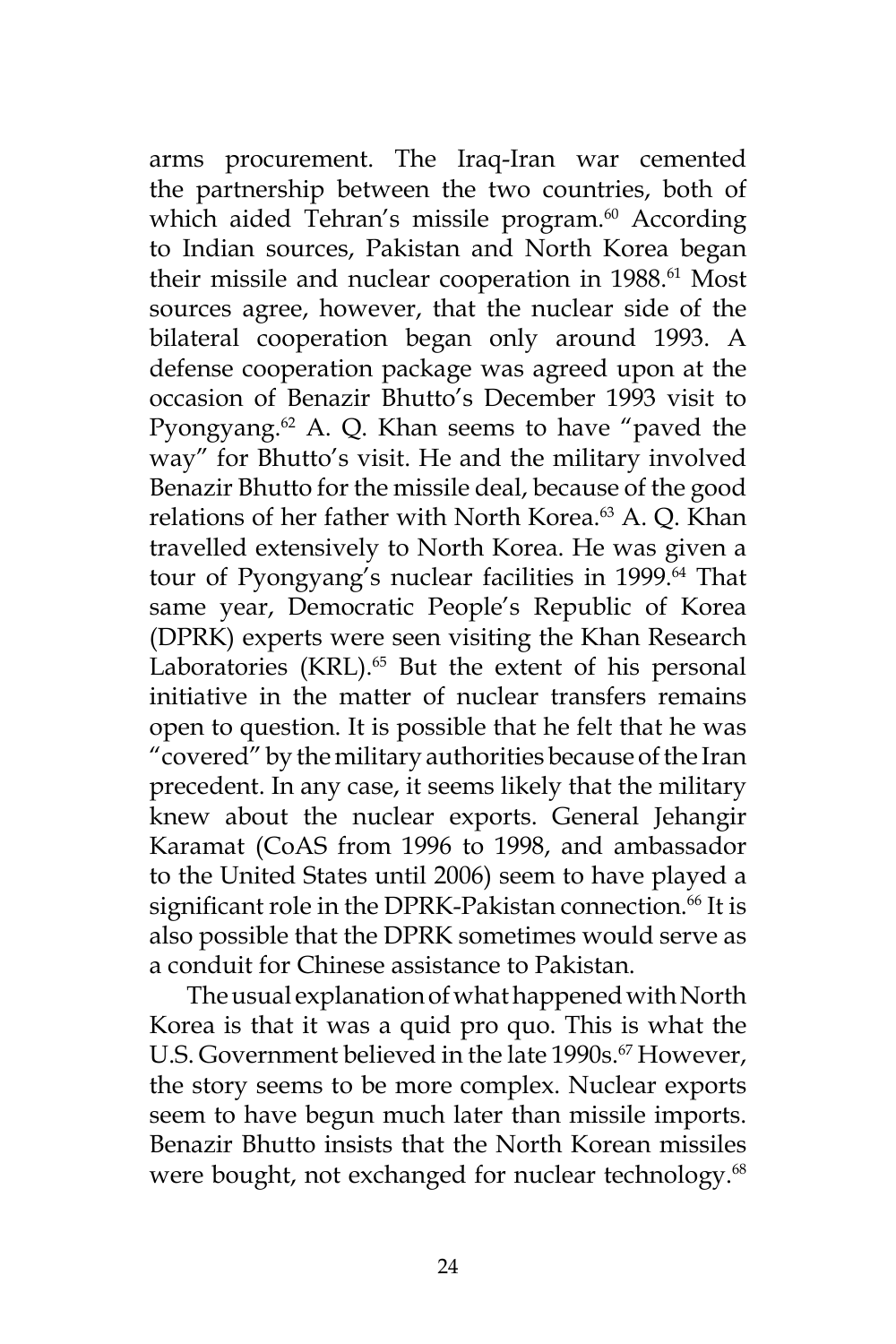arms procurement. The Iraq-Iran war cemented the partnership between the two countries, both of which aided Tehran's missile program.[60] According to Indian sources, Pakistan and North Korea began their missile and nuclear cooperation in 1988.[61] Most sources agree, however, that the nuclear side of the bilateral cooperation began only around 1993. A defense cooperation package was agreed upon at the occasion of Benazir Bhutto's December 1993 visit to Pyongyang.[62] A. Q. Khan seems to have "paved the way" for Bhutto's visit. He and the military involved Benazir Bhutto for the missile deal, because of the good relations of her father with North Korea.[63] A. Q. Khan travelled extensively to North Korea. He was given a tour of Pyongyang's nuclear facilities in 1999.[64] That same year, Democratic People's Republic of Korea (DPRK) experts were seen visiting the Khan Research Laboratories (KRL).[65] But the extent of his personal initiative in the matter of nuclear transfers remains open to question. It is possible that he felt that he was "covered" by the military authorities because of the Iran precedent. In any case, it seems likely that the military knew about the nuclear exports. General Jehangir Karamat (CoAS from 1996 to 1998, and ambassador to the United States until 2006) seem to have played a significant role in the DPRK-Pakistan connection.[66] It is also possible that the DPRK sometimes would serve as a conduit for Chinese assistance to Pakistan.

The usual explanation of what happened with North Korea is that it was a quid pro quo. This is what the U.S. Government believed in the late 1990s.[67] However, the story seems to be more complex. Nuclear exports seem to have begun much later than missile imports. Benazir Bhutto insists that the North Korean missiles were bought, not exchanged for nuclear technology.[68]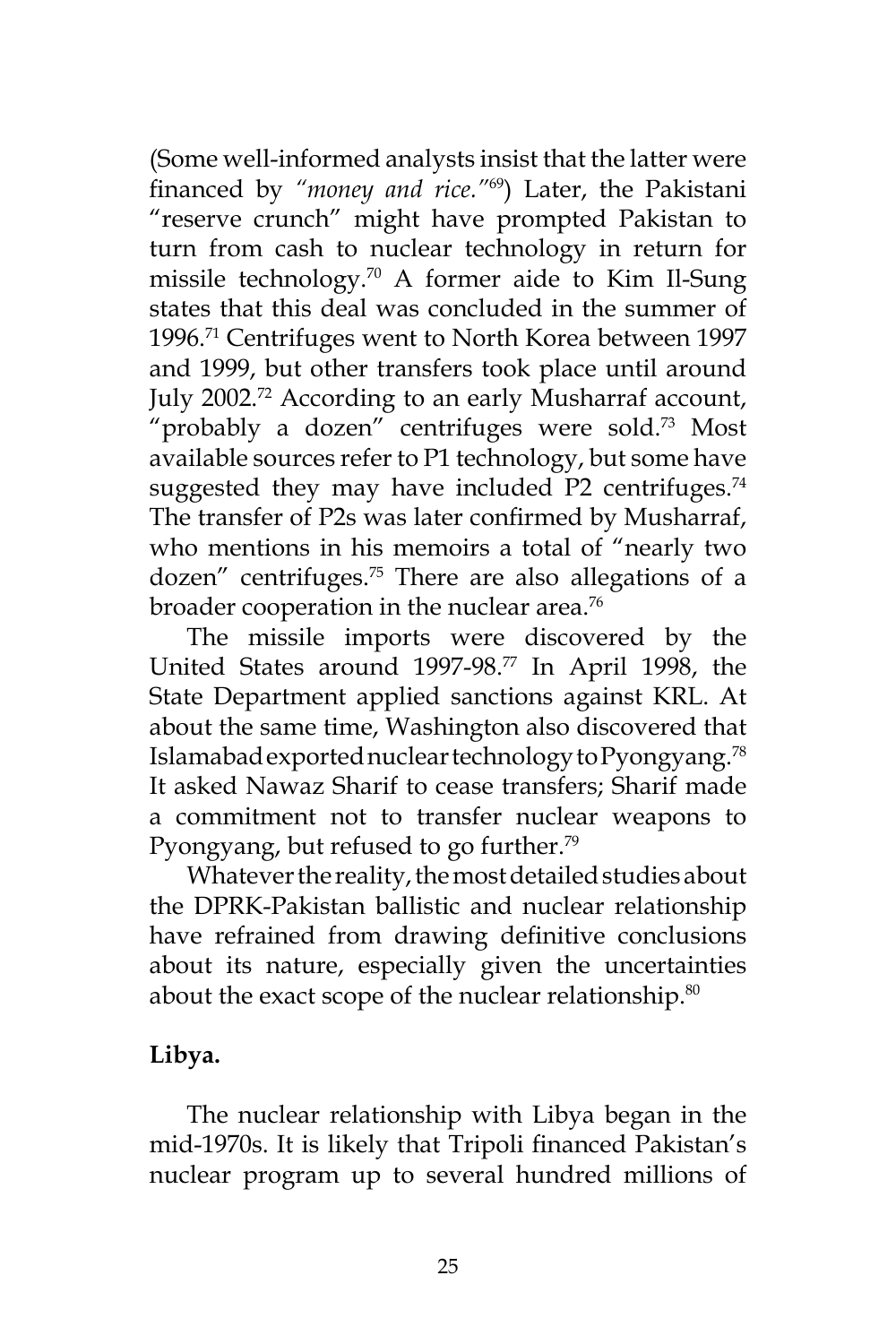(Some well-informed analysts insist that the latter were financed by *"money and rice."*[69]) Later, the Pakistani "reserve crunch" might have prompted Pakistan to turn from cash to nuclear technology in return for missile technology.[70] A former aide to Kim Il-Sung states that this deal was concluded in the summer of 1996.[71] Centrifuges went to North Korea between 1997 and 1999, but other transfers took place until around July 2002.[72] According to an early Musharraf account, "probably a dozen" centrifuges were sold.[73] Most available sources refer to P1 technology, but some have suggested they may have included P2 centrifuges.[74] The transfer of P2s was later confirmed by Musharraf, who mentions in his memoirs a total of "nearly two dozen" centrifuges.[75] There are also allegations of a broader cooperation in the nuclear area.[76]

The missile imports were discovered by the United States around 1997-98.[77] In April 1998, the State Department applied sanctions against KRL. At about the same time, Washington also discovered that Islamabad exported nuclear technology to Pyongyang.[78] It asked Nawaz Sharif to cease transfers; Sharif made a commitment not to transfer nuclear weapons to Pyongyang, but refused to go further.[79]

Whatever the reality, the most detailed studies about the DPRK-Pakistan ballistic and nuclear relationship have refrained from drawing definitive conclusions about its nature, especially given the uncertainties about the exact scope of the nuclear relationship.[80]

**Libya.**

The nuclear relationship with Libya began in the mid-1970s. It is likely that Tripoli financed Pakistan's nuclear program up to several hundred millions of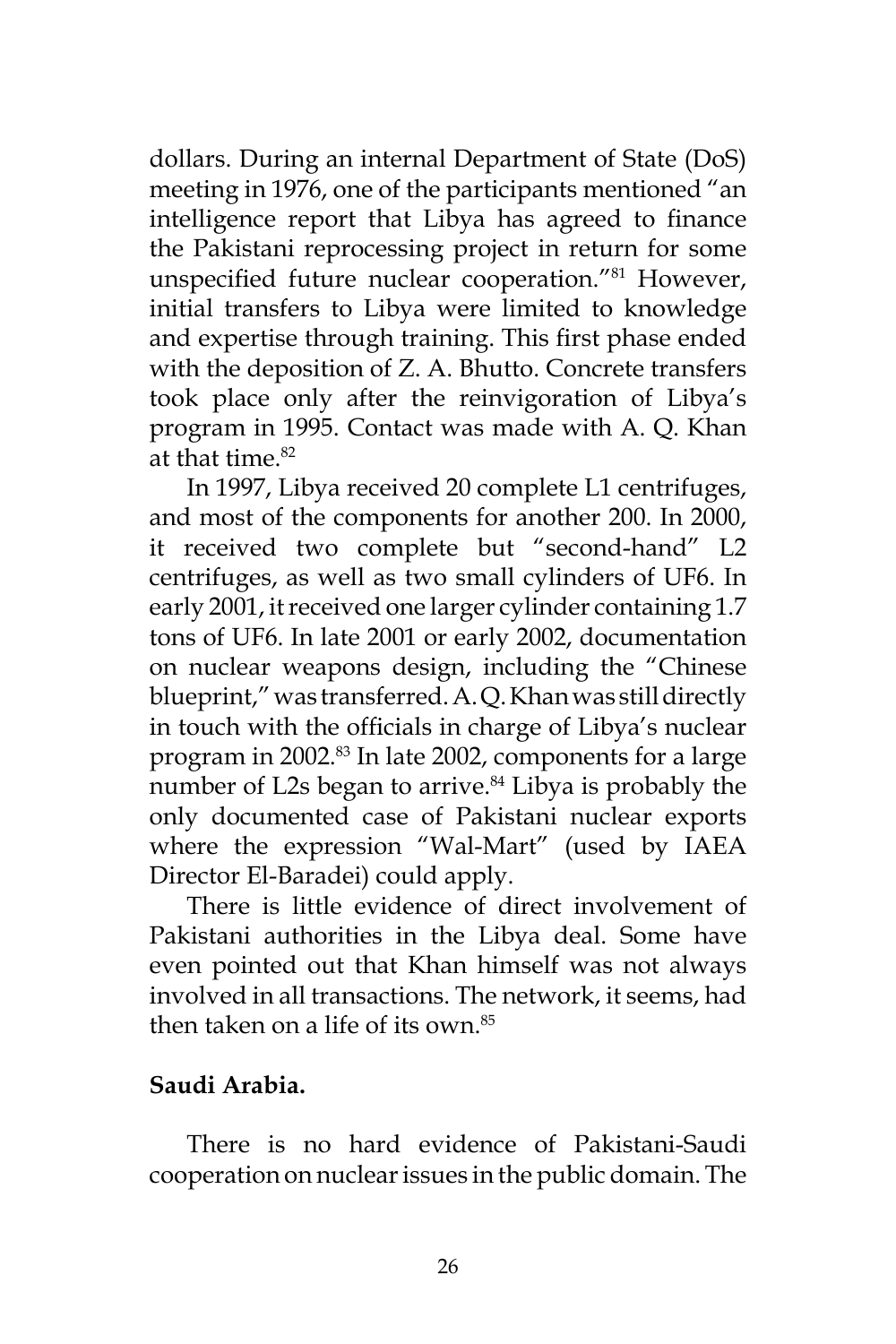dollars. During an internal Department of State (DoS) meeting in 1976, one of the participants mentioned "an intelligence report that Libya has agreed to finance the Pakistani reprocessing project in return for some unspecified future nuclear cooperation."[81] However, initial transfers to Libya were limited to knowledge and expertise through training. This first phase ended with the deposition of Z. A. Bhutto. Concrete transfers took place only after the reinvigoration of Libya's program in 1995. Contact was made with A. Q. Khan at that time.[82]

In 1997, Libya received 20 complete L1 centrifuges, and most of the components for another 200. In 2000, it received two complete but "second-hand" L2 centrifuges, as well as two small cylinders of UF6. In early 2001, it received one larger cylinder containing 1.7 tons of UF6. In late 2001 or early 2002, documentation on nuclear weapons design, including the "Chinese blueprint," was transferred. A. Q. Khan was still directly in touch with the officials in charge of Libya's nuclear program in 2002.[83] In late 2002, components for a large number of L2s began to arrive.[84] Libya is probably the only documented case of Pakistani nuclear exports where the expression "Wal-Mart" (used by IAEA Director El-Baradei) could apply.

There is little evidence of direct involvement of Pakistani authorities in the Libya deal. Some have even pointed out that Khan himself was not always involved in all transactions. The network, it seems, had then taken on a life of its own.[85]

**Saudi Arabia.**

There is no hard evidence of Pakistani-Saudi cooperation on nuclear issues in the public domain. The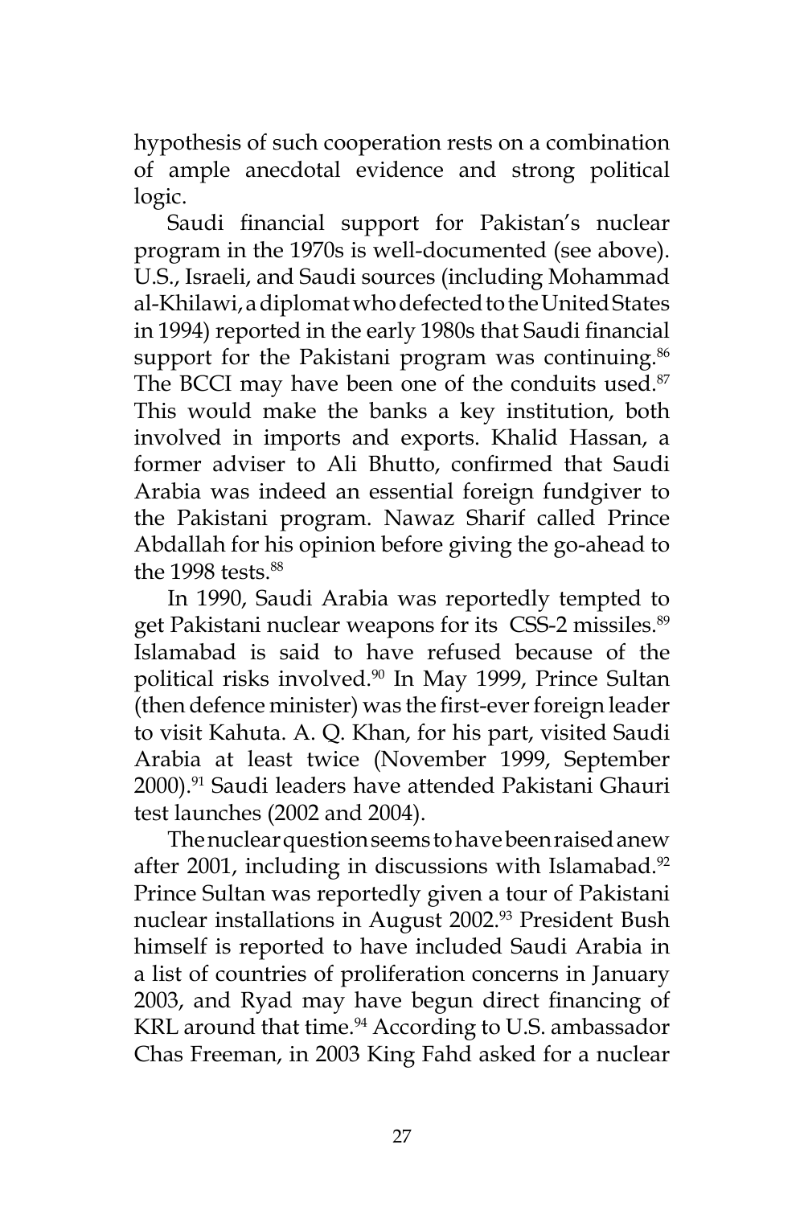hypothesis of such cooperation rests on a combination of ample anecdotal evidence and strong political logic.

Saudi financial support for Pakistan's nuclear program in the 1970s is well-documented (see above). U.S., Israeli, and Saudi sources (including Mohammad al-Khilawi, a diplomat who defected to the United States in 1994) reported in the early 1980s that Saudi financial support for the Pakistani program was continuing.[86] The BCCI may have been one of the conduits used.[87] This would make the banks a key institution, both involved in imports and exports. Khalid Hassan, a former adviser to Ali Bhutto, confirmed that Saudi Arabia was indeed an essential foreign fundgiver to the Pakistani program. Nawaz Sharif called Prince Abdallah for his opinion before giving the go-ahead to the 1998 tests.[88]

In 1990, Saudi Arabia was reportedly tempted to get Pakistani nuclear weapons for its CSS-2 missiles.[89] Islamabad is said to have refused because of the political risks involved.[90] In May 1999, Prince Sultan (then defence minister) was the first-ever foreign leader to visit Kahuta. A. Q. Khan, for his part, visited Saudi Arabia at least twice (November 1999, September 2000).[91] Saudi leaders have attended Pakistani Ghauri test launches (2002 and 2004).

The nuclear question seems to have been raised anew after 2001, including in discussions with Islamabad.[92] Prince Sultan was reportedly given a tour of Pakistani nuclear installations in August 2002.[93] President Bush himself is reported to have included Saudi Arabia in a list of countries of proliferation concerns in January 2003, and Ryad may have begun direct financing of KRL around that time.[94] According to U.S. ambassador Chas Freeman, in 2003 King Fahd asked for a nuclear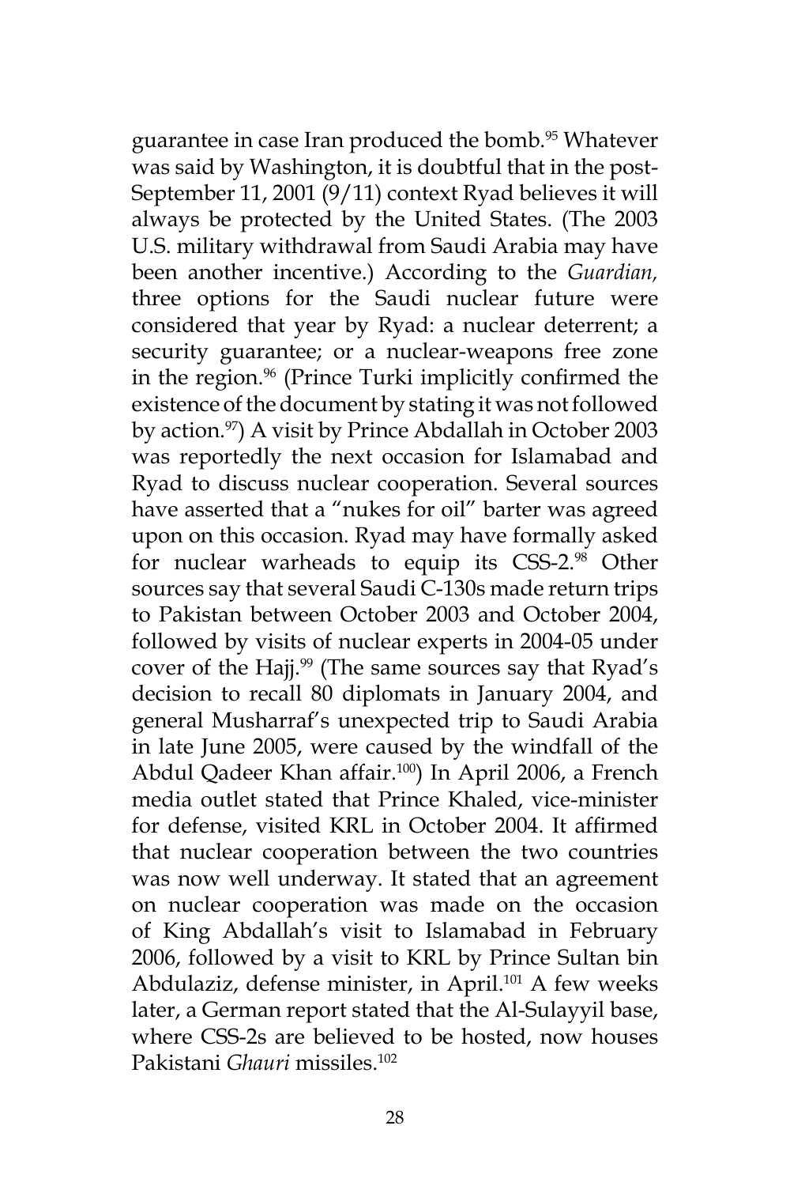guarantee in case Iran produced the bomb.[95] Whatever was said by Washington, it is doubtful that in the post-September 11, 2001 (9/11) context Ryad believes it will always be protected by the United States. (The 2003 U.S. military withdrawal from Saudi Arabia may have been another incentive.) According to the *Guardian*, three options for the Saudi nuclear future were considered that year by Ryad: a nuclear deterrent; a security guarantee; or a nuclear-weapons free zone in the region.[96] (Prince Turki implicitly confirmed the existence of the document by stating it was not followed by action.[97]) A visit by Prince Abdallah in October 2003 was reportedly the next occasion for Islamabad and Ryad to discuss nuclear cooperation. Several sources have asserted that a "nukes for oil" barter was agreed upon on this occasion. Ryad may have formally asked for nuclear warheads to equip its CSS-2.[98] Other sources say that several Saudi C-130s made return trips to Pakistan between October 2003 and October 2004, followed by visits of nuclear experts in 2004-05 under cover of the Hajj.[99] (The same sources say that Ryad's decision to recall 80 diplomats in January 2004, and general Musharraf's unexpected trip to Saudi Arabia in late June 2005, were caused by the windfall of the Abdul Qadeer Khan affair.[100]) In April 2006, a French media outlet stated that Prince Khaled, vice-minister for defense, visited KRL in October 2004. It affirmed that nuclear cooperation between the two countries was now well underway. It stated that an agreement on nuclear cooperation was made on the occasion of King Abdallah's visit to Islamabad in February 2006, followed by a visit to KRL by Prince Sultan bin Abdulaziz, defense minister, in April.[101] A few weeks later, a German report stated that the Al-Sulayyil base, where CSS-2s are believed to be hosted, now houses Pakistani *Ghauri* missiles.[102]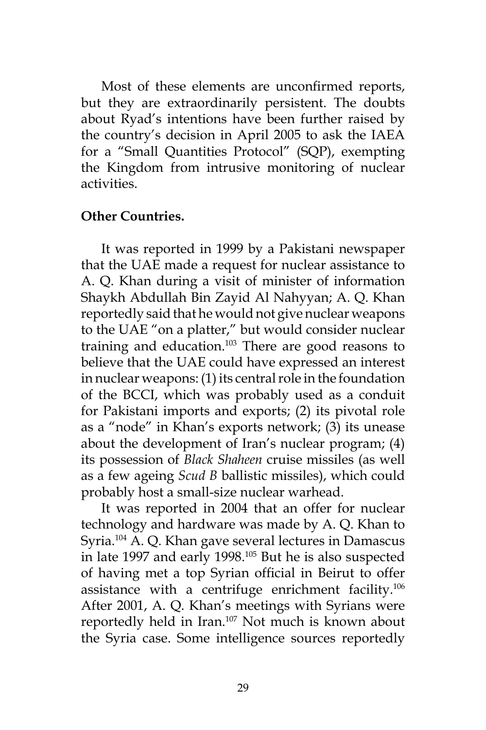Most of these elements are unconfirmed reports, but they are extraordinarily persistent. The doubts about Ryad's intentions have been further raised by the country's decision in April 2005 to ask the IAEA for a "Small Quantities Protocol" (SQP), exempting the Kingdom from intrusive monitoring of nuclear activities.

**Other Countries.**

It was reported in 1999 by a Pakistani newspaper that the UAE made a request for nuclear assistance to A. Q. Khan during a visit of minister of information Shaykh Abdullah Bin Zayid Al Nahyyan; A. Q. Khan reportedly said that he would not give nuclear weapons to the UAE "on a platter," but would consider nuclear training and education.[103] There are good reasons to believe that the UAE could have expressed an interest in nuclear weapons: (1) its central role in the foundation of the BCCI, which was probably used as a conduit for Pakistani imports and exports; (2) its pivotal role as a "node" in Khan's exports network; (3) its unease about the development of Iran's nuclear program; (4) its possession of *Black Shaheen* cruise missiles (as well as a few ageing *Scud B* ballistic missiles), which could probably host a small-size nuclear warhead.

It was reported in 2004 that an offer for nuclear technology and hardware was made by A. Q. Khan to Syria.[104] A. Q. Khan gave several lectures in Damascus in late 1997 and early 1998.[105] But he is also suspected of having met a top Syrian official in Beirut to offer assistance with a centrifuge enrichment facility.[106] After 2001, A. Q. Khan's meetings with Syrians were reportedly held in Iran.[107] Not much is known about the Syria case. Some intelligence sources reportedly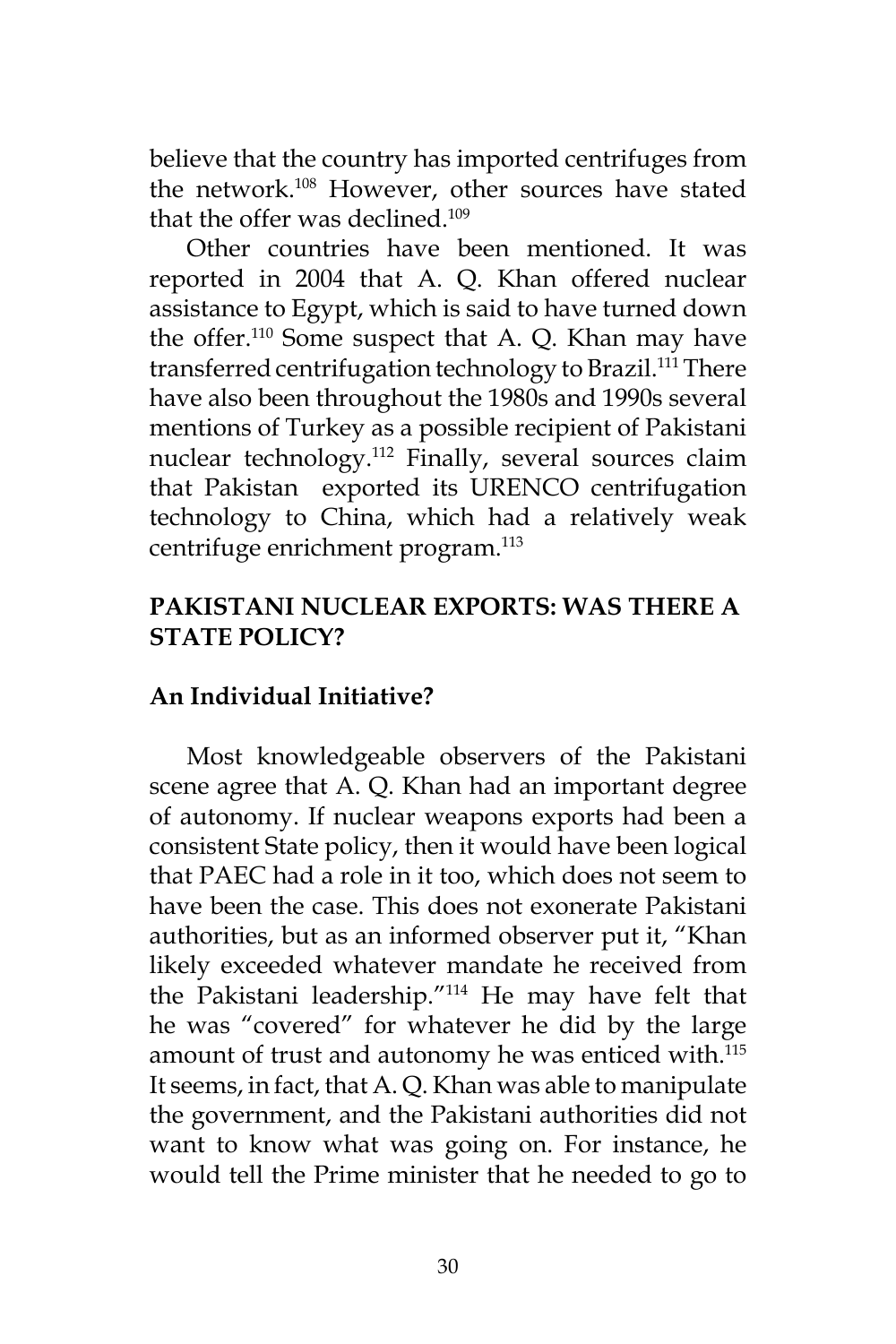believe that the country has imported centrifuges from the network.[108] However, other sources have stated that the offer was declined.[109]

Other countries have been mentioned. It was reported in 2004 that A. Q. Khan offered nuclear assistance to Egypt, which is said to have turned down the offer.[110] Some suspect that A. Q. Khan may have transferred centrifugation technology to Brazil.[111] There have also been throughout the 1980s and 1990s several mentions of Turkey as a possible recipient of Pakistani nuclear technology.[112] Finally, several sources claim that Pakistan exported its URENCO centrifugation technology to China, which had a relatively weak centrifuge enrichment program.[113]

## PAKISTANI NUCLEAR EXPORTS: WAS THERE A STATE POLICY?

### An Individual Initiative?

Most knowledgeable observers of the Pakistani scene agree that A. Q. Khan had an important degree of autonomy. If nuclear weapons exports had been a consistent State policy, then it would have been logical that PAEC had a role in it too, which does not seem to have been the case. This does not exonerate Pakistani authorities, but as an informed observer put it, "Khan likely exceeded whatever mandate he received from the Pakistani leadership."[114] He may have felt that he was "covered" for whatever he did by the large amount of trust and autonomy he was enticed with.[115] It seems, in fact, that A. Q. Khan was able to manipulate the government, and the Pakistani authorities did not want to know what was going on. For instance, he would tell the Prime minister that he needed to go to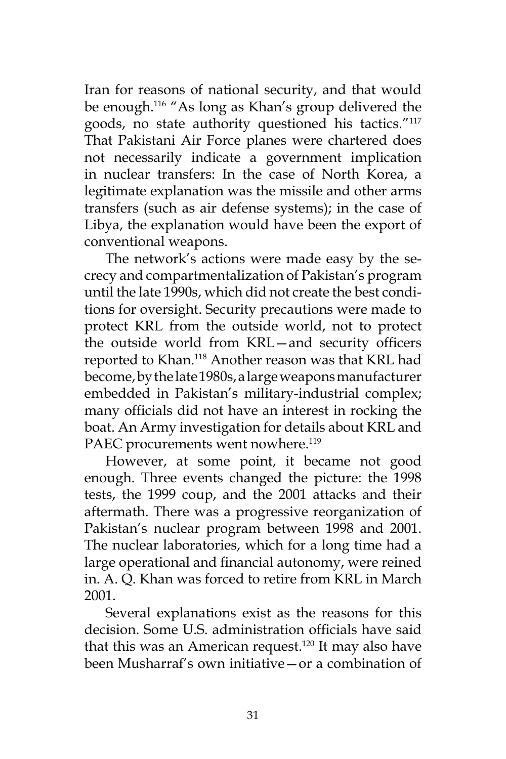Iran for reasons of national security, and that would be enough.[116] "As long as Khan's group delivered the goods, no state authority questioned his tactics."[117] That Pakistani Air Force planes were chartered does not necessarily indicate a government implication in nuclear transfers: In the case of North Korea, a legitimate explanation was the missile and other arms transfers (such as air defense systems); in the case of Libya, the explanation would have been the export of conventional weapons.

The network's actions were made easy by the secrecy and compartmentalization of Pakistan's program until the late 1990s, which did not create the best conditions for oversight. Security precautions were made to protect KRL from the outside world, not to protect the outside world from KRL—and security officers reported to Khan.[118] Another reason was that KRL had become, by the late 1980s, a large weapons manufacturer embedded in Pakistan's military-industrial complex; many officials did not have an interest in rocking the boat. An Army investigation for details about KRL and PAEC procurements went nowhere.[119]

However, at some point, it became not good enough. Three events changed the picture: the 1998 tests, the 1999 coup, and the 2001 attacks and their aftermath. There was a progressive reorganization of Pakistan's nuclear program between 1998 and 2001. The nuclear laboratories, which for a long time had a large operational and financial autonomy, were reined in. A. Q. Khan was forced to retire from KRL in March 2001.

Several explanations exist as the reasons for this decision. Some U.S. administration officials have said that this was an American request.[120] It may also have been Musharraf's own initiative—or a combination of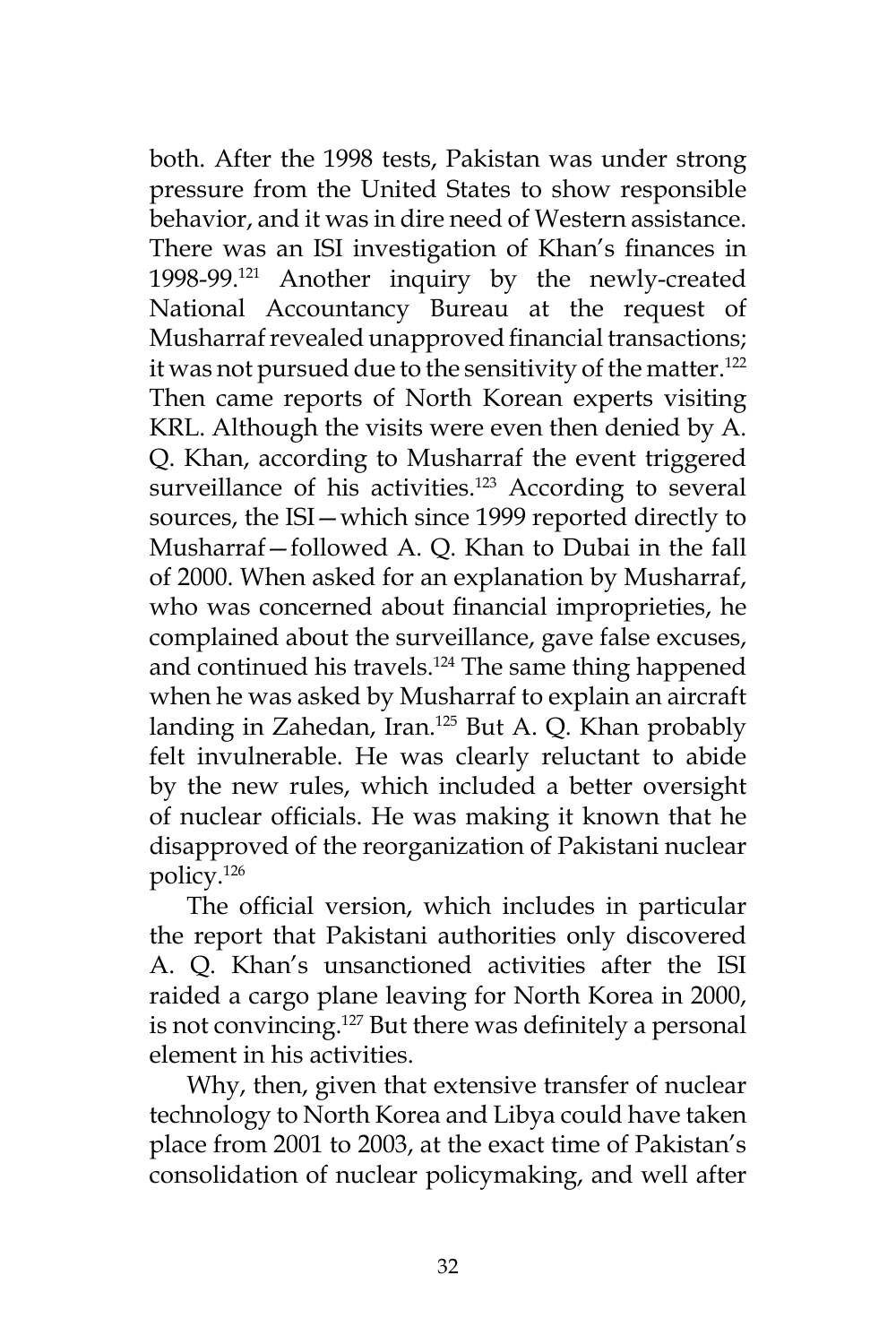both. After the 1998 tests, Pakistan was under strong pressure from the United States to show responsible behavior, and it was in dire need of Western assistance. There was an ISI investigation of Khan's finances in 1998-99.[121] Another inquiry by the newly-created National Accountancy Bureau at the request of Musharraf revealed unapproved financial transactions; it was not pursued due to the sensitivity of the matter.[122] Then came reports of North Korean experts visiting KRL. Although the visits were even then denied by A. Q. Khan, according to Musharraf the event triggered surveillance of his activities.[123] According to several sources, the ISI—which since 1999 reported directly to Musharraf—followed A. Q. Khan to Dubai in the fall of 2000. When asked for an explanation by Musharraf, who was concerned about financial improprieties, he complained about the surveillance, gave false excuses, and continued his travels.[124] The same thing happened when he was asked by Musharraf to explain an aircraft landing in Zahedan, Iran.[125] But A. Q. Khan probably felt invulnerable. He was clearly reluctant to abide by the new rules, which included a better oversight of nuclear officials. He was making it known that he disapproved of the reorganization of Pakistani nuclear policy.[126]

The official version, which includes in particular the report that Pakistani authorities only discovered A. Q. Khan's unsanctioned activities after the ISI raided a cargo plane leaving for North Korea in 2000, is not convincing.[127] But there was definitely a personal element in his activities.

Why, then, given that extensive transfer of nuclear technology to North Korea and Libya could have taken place from 2001 to 2003, at the exact time of Pakistan's consolidation of nuclear policymaking, and well after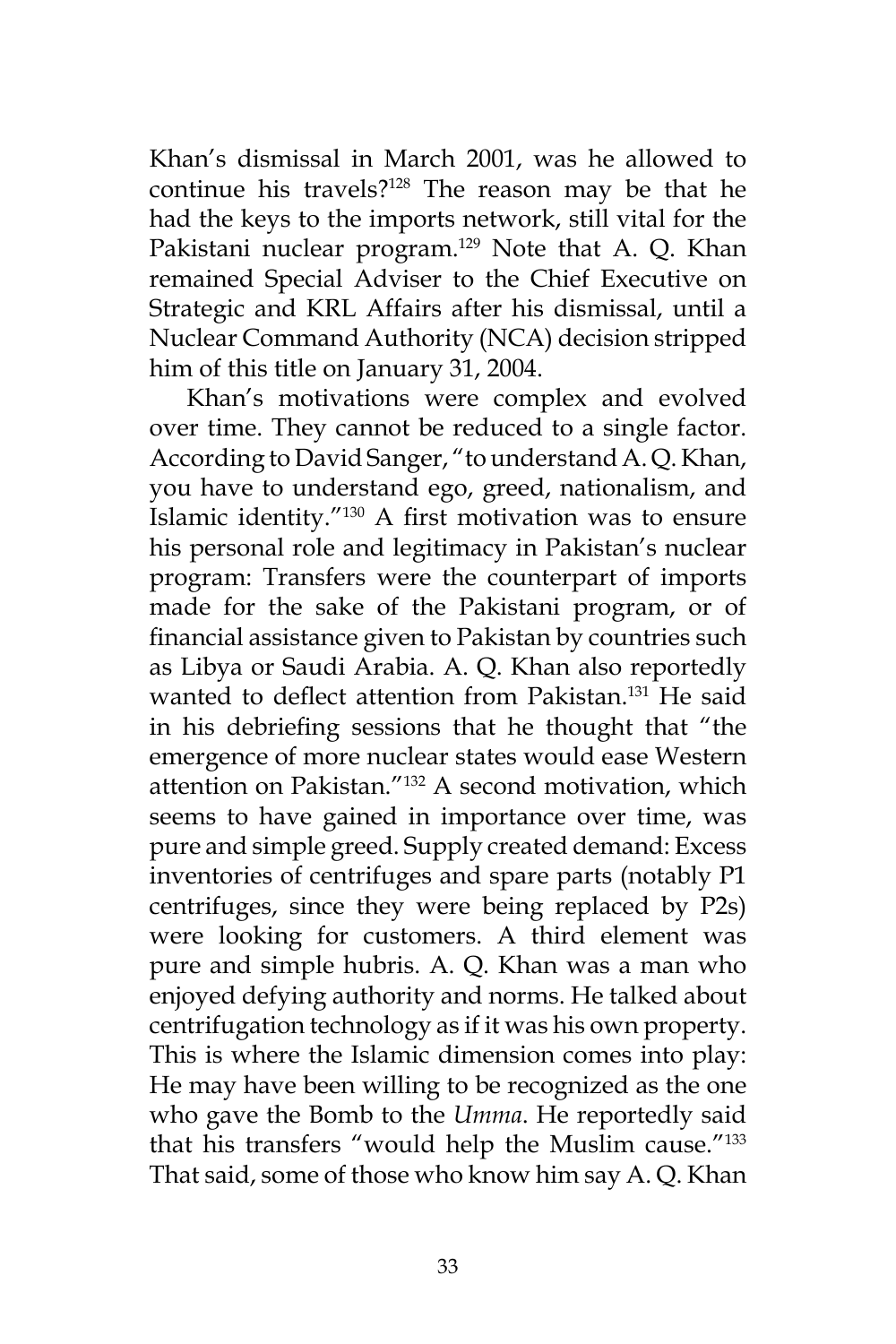Khan's dismissal in March 2001, was he allowed to continue his travels?[128] The reason may be that he had the keys to the imports network, still vital for the Pakistani nuclear program.[129] Note that A. Q. Khan remained Special Adviser to the Chief Executive on Strategic and KRL Affairs after his dismissal, until a Nuclear Command Authority (NCA) decision stripped him of this title on January 31, 2004.

Khan's motivations were complex and evolved over time. They cannot be reduced to a single factor. According to David Sanger, "to understand A. Q. Khan, you have to understand ego, greed, nationalism, and Islamic identity."[130] A first motivation was to ensure his personal role and legitimacy in Pakistan's nuclear program: Transfers were the counterpart of imports made for the sake of the Pakistani program, or of financial assistance given to Pakistan by countries such as Libya or Saudi Arabia. A. Q. Khan also reportedly wanted to deflect attention from Pakistan.[131] He said in his debriefing sessions that he thought that "the emergence of more nuclear states would ease Western attention on Pakistan."[132] A second motivation, which seems to have gained in importance over time, was pure and simple greed. Supply created demand: Excess inventories of centrifuges and spare parts (notably P1 centrifuges, since they were being replaced by P2s) were looking for customers. A third element was pure and simple hubris. A. Q. Khan was a man who enjoyed defying authority and norms. He talked about centrifugation technology as if it was his own property. This is where the Islamic dimension comes into play: He may have been willing to be recognized as the one who gave the Bomb to the *Umma*. He reportedly said that his transfers "would help the Muslim cause."[133] That said, some of those who know him say A. Q. Khan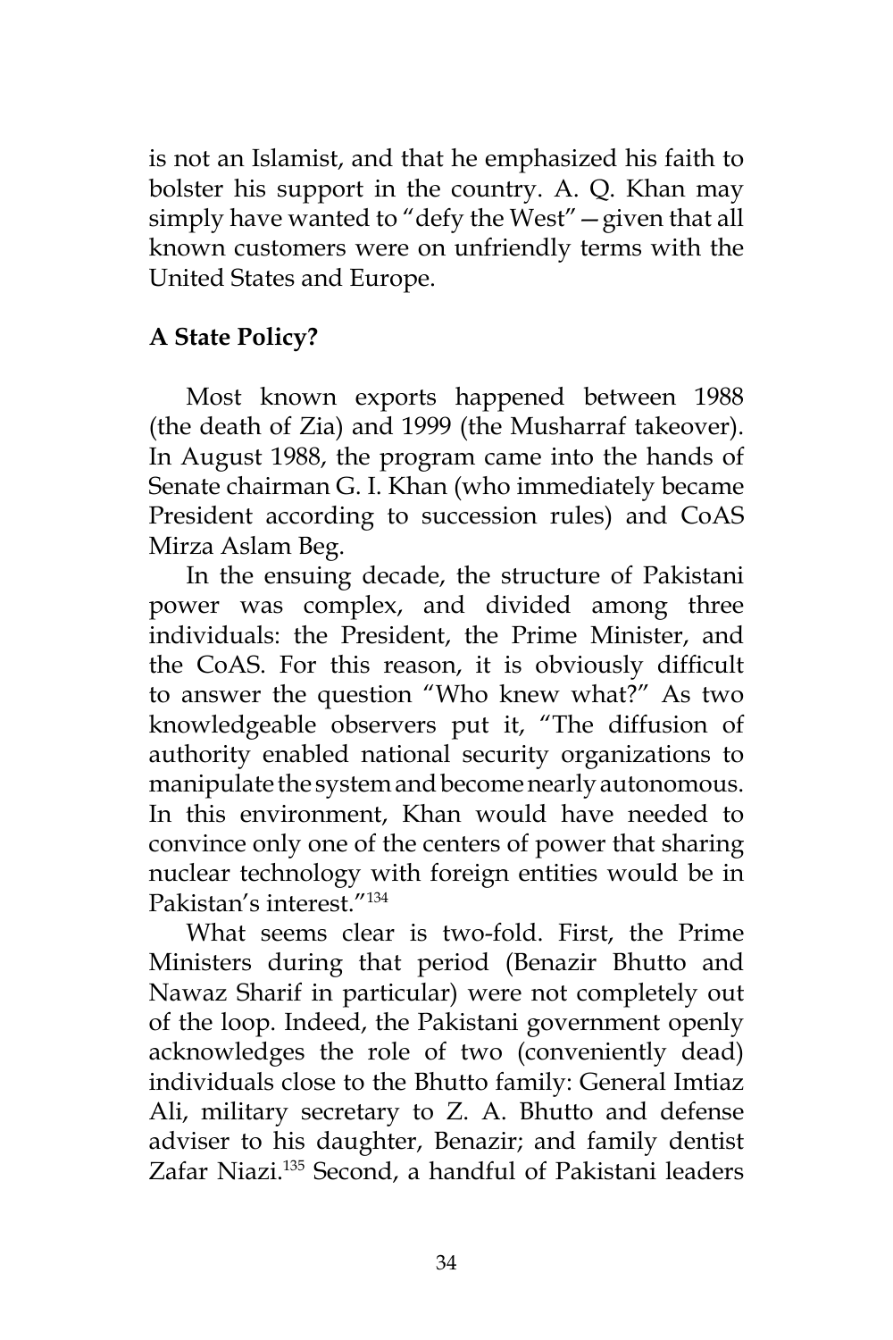is not an Islamist, and that he emphasized his faith to bolster his support in the country. A. Q. Khan may simply have wanted to "defy the West"—given that all known customers were on unfriendly terms with the United States and Europe.

**A State Policy?**

Most known exports happened between 1988 (the death of Zia) and 1999 (the Musharraf takeover). In August 1988, the program came into the hands of Senate chairman G. I. Khan (who immediately became President according to succession rules) and CoAS Mirza Aslam Beg.

In the ensuing decade, the structure of Pakistani power was complex, and divided among three individuals: the President, the Prime Minister, and the CoAS. For this reason, it is obviously difficult to answer the question "Who knew what?" As two knowledgeable observers put it, "The diffusion of authority enabled national security organizations to manipulate the system and become nearly autonomous. In this environment, Khan would have needed to convince only one of the centers of power that sharing nuclear technology with foreign entities would be in Pakistan's interest."[134]

What seems clear is two-fold. First, the Prime Ministers during that period (Benazir Bhutto and Nawaz Sharif in particular) were not completely out of the loop. Indeed, the Pakistani government openly acknowledges the role of two (conveniently dead) individuals close to the Bhutto family: General Imtiaz Ali, military secretary to Z. A. Bhutto and defense adviser to his daughter, Benazir; and family dentist Zafar Niazi.[135] Second, a handful of Pakistani leaders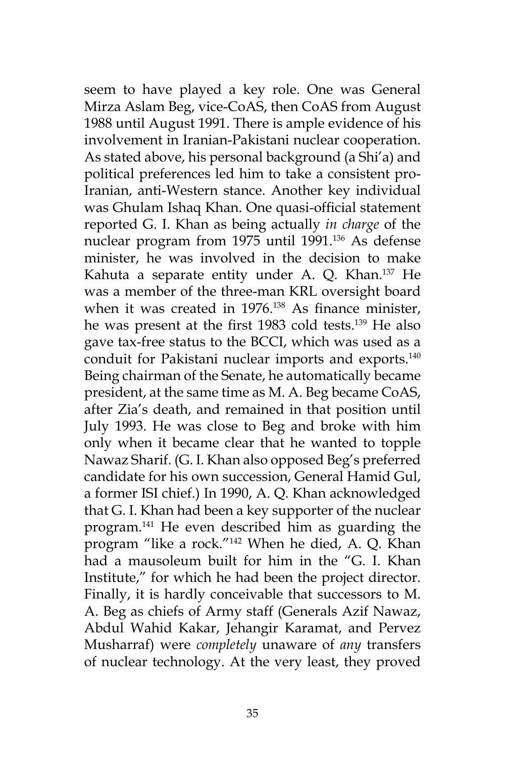seem to have played a key role. One was General Mirza Aslam Beg, vice-CoAS, then CoAS from August 1988 until August 1991. There is ample evidence of his involvement in Iranian-Pakistani nuclear cooperation. As stated above, his personal background (a Shi'a) and political preferences led him to take a consistent pro-Iranian, anti-Western stance. Another key individual was Ghulam Ishaq Khan. One quasi-official statement reported G. I. Khan as being actually *in charge* of the nuclear program from 1975 until 1991.[136] As defense minister, he was involved in the decision to make Kahuta a separate entity under A. Q. Khan.[137] He was a member of the three-man KRL oversight board when it was created in 1976.[138] As finance minister, he was present at the first 1983 cold tests.[139] He also gave tax-free status to the BCCI, which was used as a conduit for Pakistani nuclear imports and exports.[140] Being chairman of the Senate, he automatically became president, at the same time as M. A. Beg became CoAS, after Zia's death, and remained in that position until July 1993. He was close to Beg and broke with him only when it became clear that he wanted to topple Nawaz Sharif. (G. I. Khan also opposed Beg's preferred candidate for his own succession, General Hamid Gul, a former ISI chief.) In 1990, A. Q. Khan acknowledged that G. I. Khan had been a key supporter of the nuclear program.[141] He even described him as guarding the program "like a rock."[142] When he died, A. Q. Khan had a mausoleum built for him in the "G. I. Khan Institute," for which he had been the project director. Finally, it is hardly conceivable that successors to M. A. Beg as chiefs of Army staff (Generals Azif Nawaz, Abdul Wahid Kakar, Jehangir Karamat, and Pervez Musharraf) were *completely* unaware of *any* transfers of nuclear technology. At the very least, they proved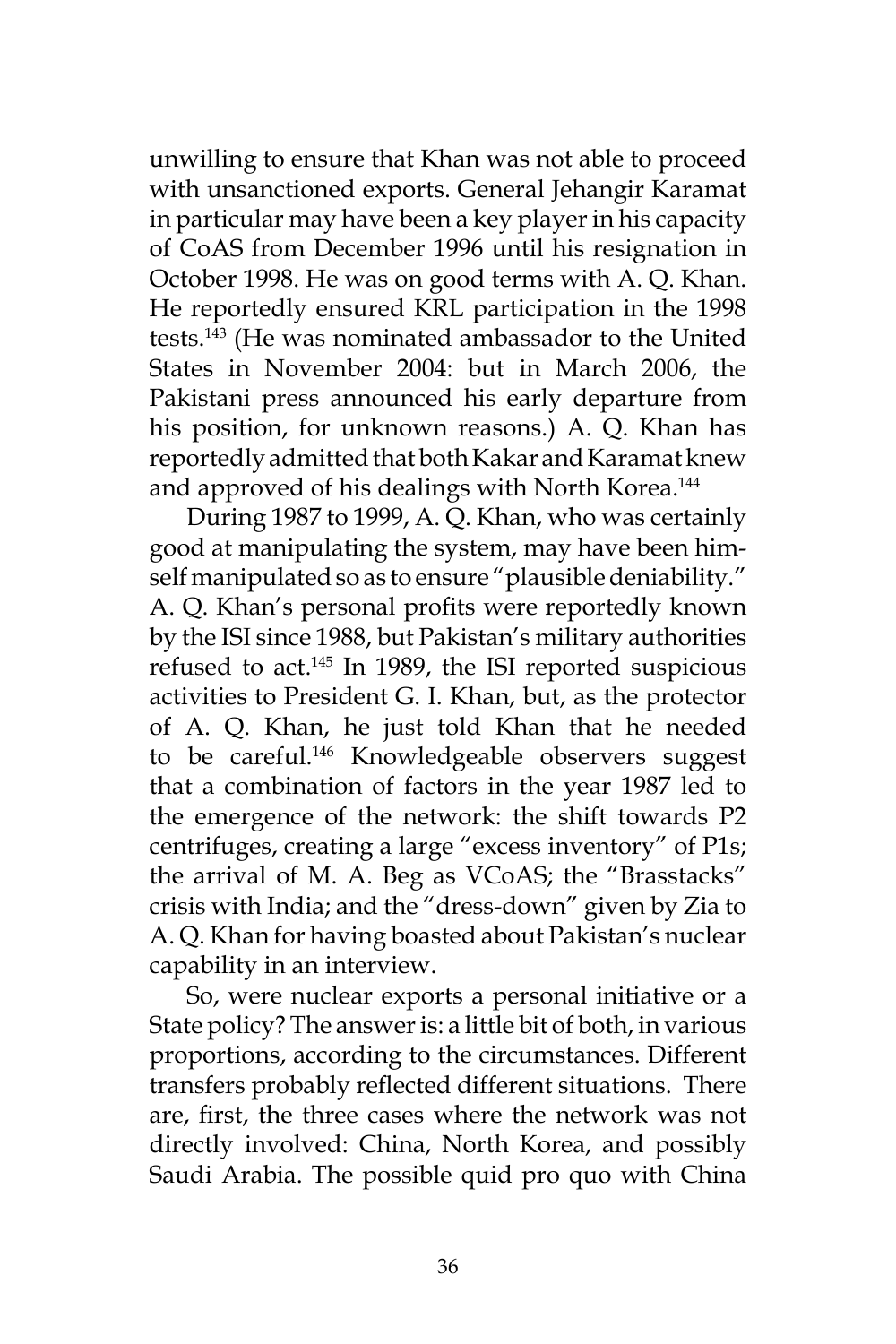unwilling to ensure that Khan was not able to proceed with unsanctioned exports. General Jehangir Karamat in particular may have been a key player in his capacity of CoAS from December 1996 until his resignation in October 1998. He was on good terms with A. Q. Khan. He reportedly ensured KRL participation in the 1998 tests.[143] (He was nominated ambassador to the United States in November 2004: but in March 2006, the Pakistani press announced his early departure from his position, for unknown reasons.) A. Q. Khan has reportedly admitted that both Kakar and Karamat knew and approved of his dealings with North Korea.[144]

During 1987 to 1999, A. Q. Khan, who was certainly good at manipulating the system, may have been himself manipulated so as to ensure "plausible deniability." A. Q. Khan's personal profits were reportedly known by the ISI since 1988, but Pakistan's military authorities refused to act.[145] In 1989, the ISI reported suspicious activities to President G. I. Khan, but, as the protector of A. Q. Khan, he just told Khan that he needed to be careful.[146] Knowledgeable observers suggest that a combination of factors in the year 1987 led to the emergence of the network: the shift towards P2 centrifuges, creating a large "excess inventory" of P1s; the arrival of M. A. Beg as VCoAS; the "Brasstacks" crisis with India; and the "dress-down" given by Zia to A. Q. Khan for having boasted about Pakistan's nuclear capability in an interview.

So, were nuclear exports a personal initiative or a State policy? The answer is: a little bit of both, in various proportions, according to the circumstances. Different transfers probably reflected different situations. There are, first, the three cases where the network was not directly involved: China, North Korea, and possibly Saudi Arabia. The possible quid pro quo with China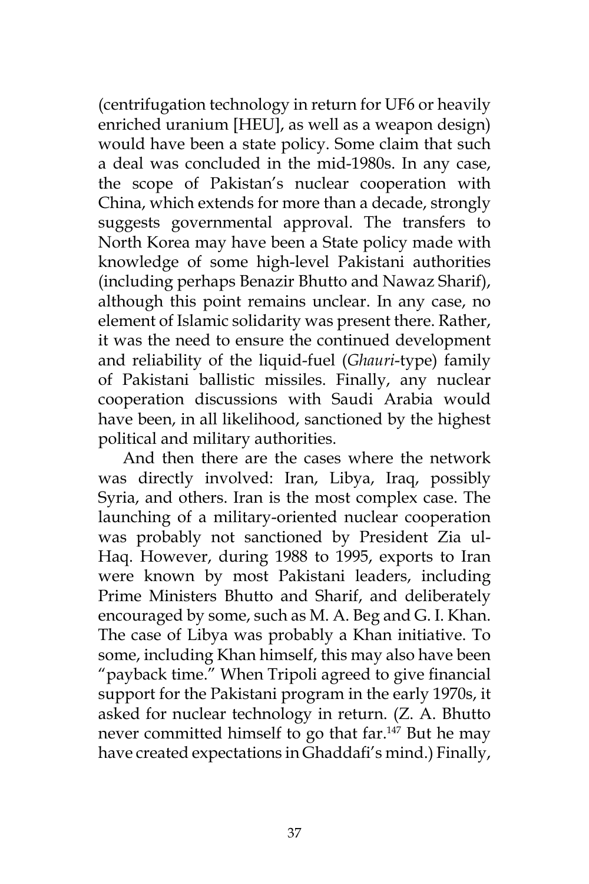(centrifugation technology in return for UF6 or heavily enriched uranium [HEU], as well as a weapon design) would have been a state policy. Some claim that such a deal was concluded in the mid-1980s. In any case, the scope of Pakistan's nuclear cooperation with China, which extends for more than a decade, strongly suggests governmental approval. The transfers to North Korea may have been a State policy made with knowledge of some high-level Pakistani authorities (including perhaps Benazir Bhutto and Nawaz Sharif), although this point remains unclear. In any case, no element of Islamic solidarity was present there. Rather, it was the need to ensure the continued development and reliability of the liquid-fuel (*Ghauri*-type) family of Pakistani ballistic missiles. Finally, any nuclear cooperation discussions with Saudi Arabia would have been, in all likelihood, sanctioned by the highest political and military authorities.

And then there are the cases where the network was directly involved: Iran, Libya, Iraq, possibly Syria, and others. Iran is the most complex case. The launching of a military-oriented nuclear cooperation was probably not sanctioned by President Zia ul-Haq. However, during 1988 to 1995, exports to Iran were known by most Pakistani leaders, including Prime Ministers Bhutto and Sharif, and deliberately encouraged by some, such as M. A. Beg and G. I. Khan. The case of Libya was probably a Khan initiative. To some, including Khan himself, this may also have been "payback time." When Tripoli agreed to give financial support for the Pakistani program in the early 1970s, it asked for nuclear technology in return. (Z. A. Bhutto never committed himself to go that far.[147] But he may have created expectations in Ghaddafi's mind.) Finally,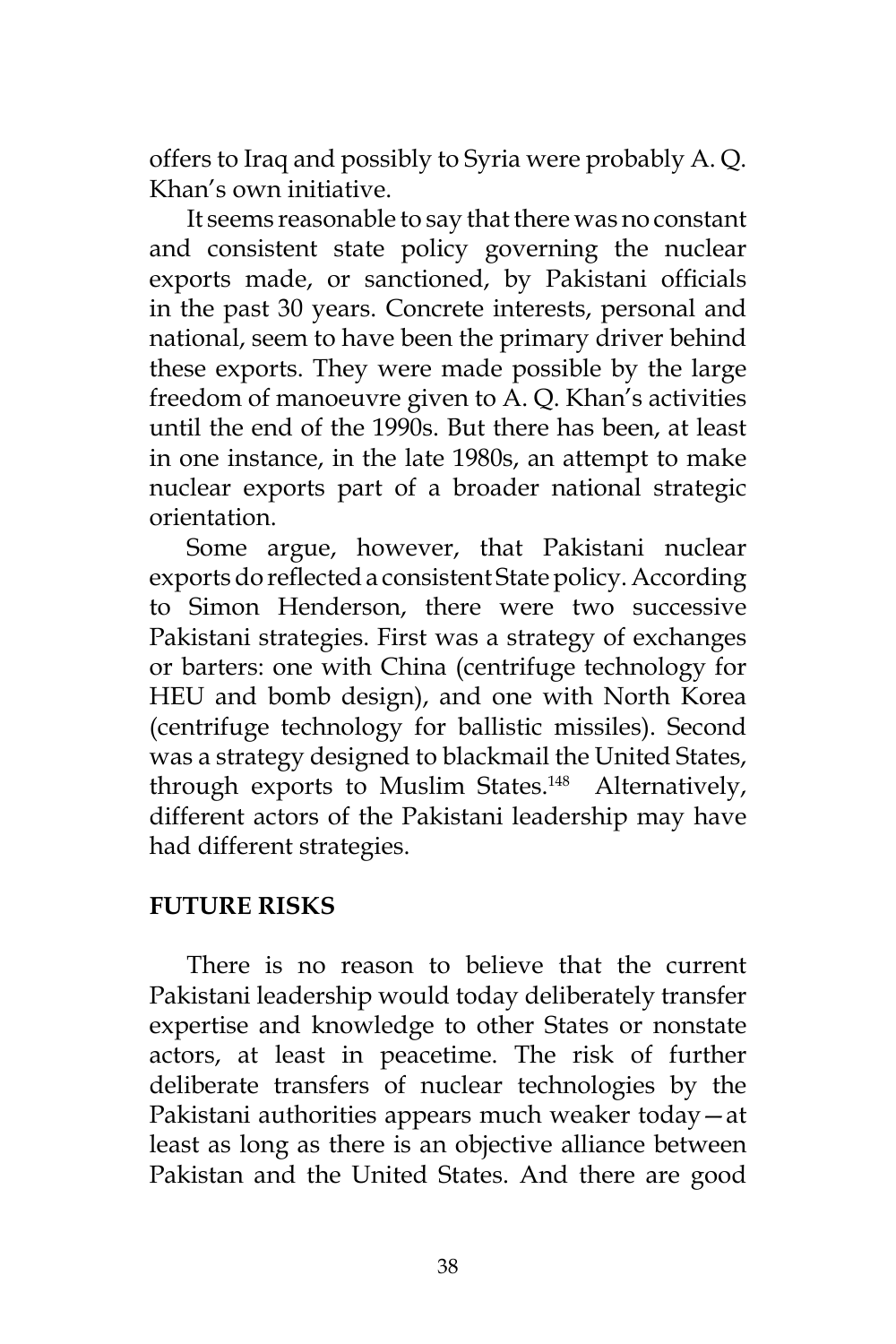offers to Iraq and possibly to Syria were probably A. Q. Khan's own initiative.

It seems reasonable to say that there was no constant and consistent state policy governing the nuclear exports made, or sanctioned, by Pakistani officials in the past 30 years. Concrete interests, personal and national, seem to have been the primary driver behind these exports. They were made possible by the large freedom of manoeuvre given to A. Q. Khan's activities until the end of the 1990s. But there has been, at least in one instance, in the late 1980s, an attempt to make nuclear exports part of a broader national strategic orientation.

Some argue, however, that Pakistani nuclear exports do reflected a consistent State policy. According to Simon Henderson, there were two successive Pakistani strategies. First was a strategy of exchanges or barters: one with China (centrifuge technology for HEU and bomb design), and one with North Korea (centrifuge technology for ballistic missiles). Second was a strategy designed to blackmail the United States, through exports to Muslim States.[148] Alternatively, different actors of the Pakistani leadership may have had different strategies.

## FUTURE RISKS

There is no reason to believe that the current Pakistani leadership would today deliberately transfer expertise and knowledge to other States or nonstate actors, at least in peacetime. The risk of further deliberate transfers of nuclear technologies by the Pakistani authorities appears much weaker today—at least as long as there is an objective alliance between Pakistan and the United States. And there are good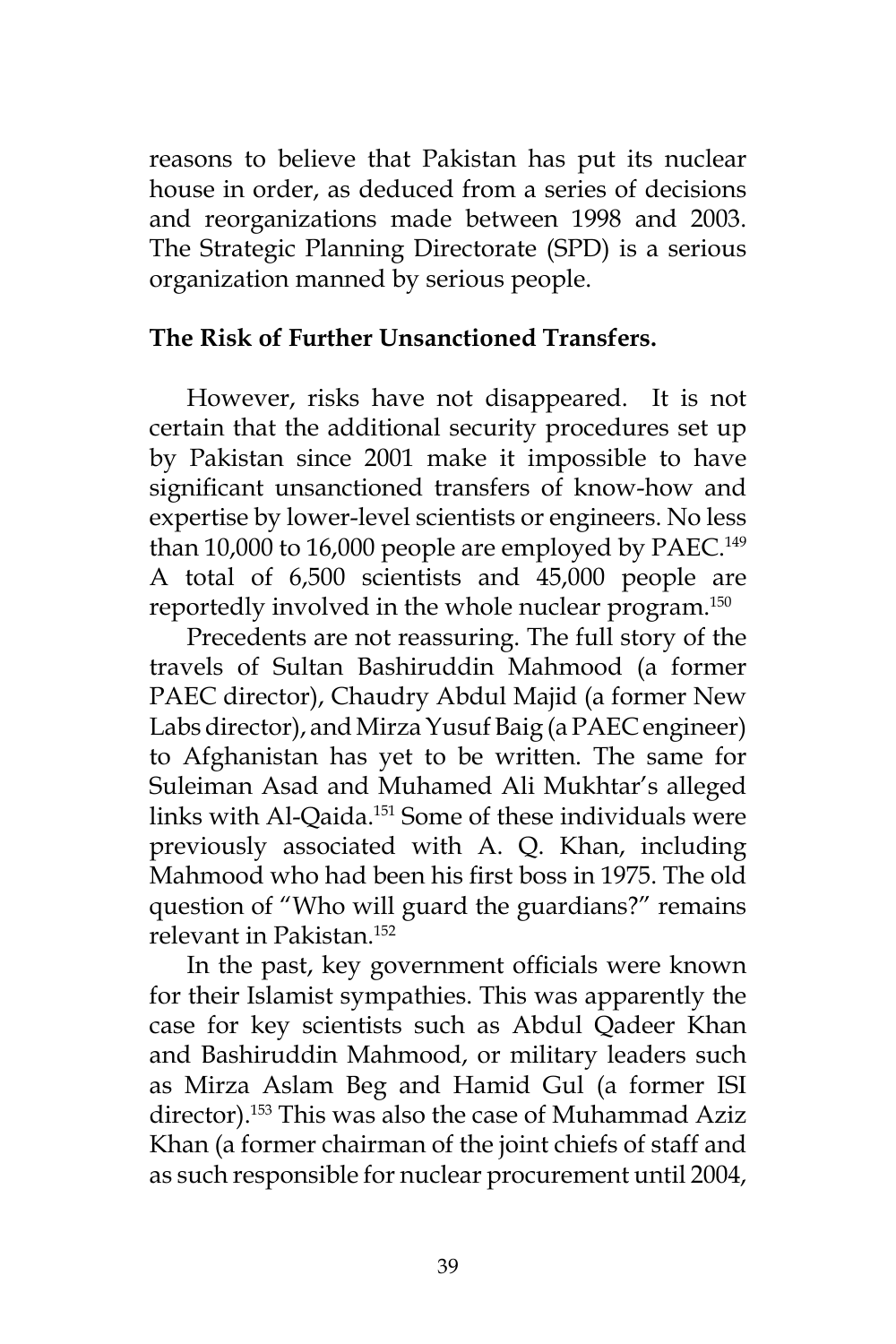reasons to believe that Pakistan has put its nuclear house in order, as deduced from a series of decisions and reorganizations made between 1998 and 2003. The Strategic Planning Directorate (SPD) is a serious organization manned by serious people.

**The Risk of Further Unsanctioned Transfers.**

However, risks have not disappeared. It is not certain that the additional security procedures set up by Pakistan since 2001 make it impossible to have significant unsanctioned transfers of know-how and expertise by lower-level scientists or engineers. No less than 10,000 to 16,000 people are employed by PAEC.[149] A total of 6,500 scientists and 45,000 people are reportedly involved in the whole nuclear program.[150]

Precedents are not reassuring. The full story of the travels of Sultan Bashiruddin Mahmood (a former PAEC director), Chaudry Abdul Majid (a former New Labs director), and Mirza Yusuf Baig (a PAEC engineer) to Afghanistan has yet to be written. The same for Suleiman Asad and Muhamed Ali Mukhtar's alleged links with Al-Qaida.[151] Some of these individuals were previously associated with A. Q. Khan, including Mahmood who had been his first boss in 1975. The old question of "Who will guard the guardians?" remains relevant in Pakistan.[152]

In the past, key government officials were known for their Islamist sympathies. This was apparently the case for key scientists such as Abdul Qadeer Khan and Bashiruddin Mahmood, or military leaders such as Mirza Aslam Beg and Hamid Gul (a former ISI director).[153] This was also the case of Muhammad Aziz Khan (a former chairman of the joint chiefs of staff and as such responsible for nuclear procurement until 2004,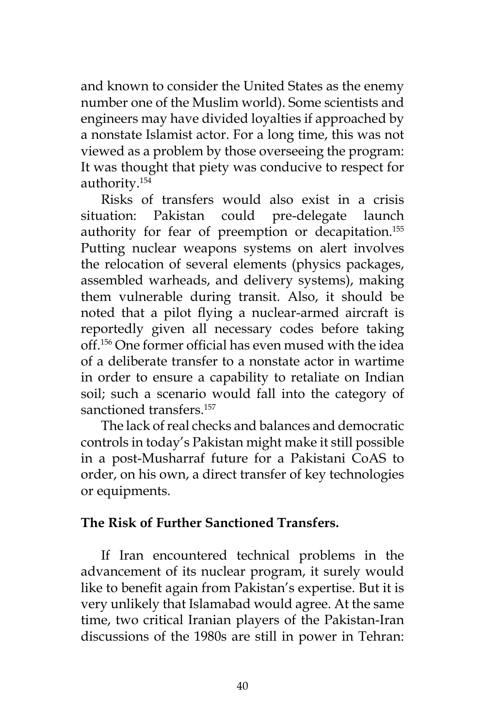and known to consider the United States as the enemy number one of the Muslim world). Some scientists and engineers may have divided loyalties if approached by a nonstate Islamist actor. For a long time, this was not viewed as a problem by those overseeing the program: It was thought that piety was conducive to respect for authority.[154]

Risks of transfers would also exist in a crisis situation: Pakistan could pre-delegate launch authority for fear of preemption or decapitation.[155] Putting nuclear weapons systems on alert involves the relocation of several elements (physics packages, assembled warheads, and delivery systems), making them vulnerable during transit. Also, it should be noted that a pilot flying a nuclear-armed aircraft is reportedly given all necessary codes before taking off.[156] One former official has even mused with the idea of a deliberate transfer to a nonstate actor in wartime in order to ensure a capability to retaliate on Indian soil; such a scenario would fall into the category of sanctioned transfers.[157]

The lack of real checks and balances and democratic controls in today's Pakistan might make it still possible in a post-Musharraf future for a Pakistani CoAS to order, on his own, a direct transfer of key technologies or equipments.

**The Risk of Further Sanctioned Transfers.**

If Iran encountered technical problems in the advancement of its nuclear program, it surely would like to benefit again from Pakistan's expertise. But it is very unlikely that Islamabad would agree. At the same time, two critical Iranian players of the Pakistan-Iran discussions of the 1980s are still in power in Tehran: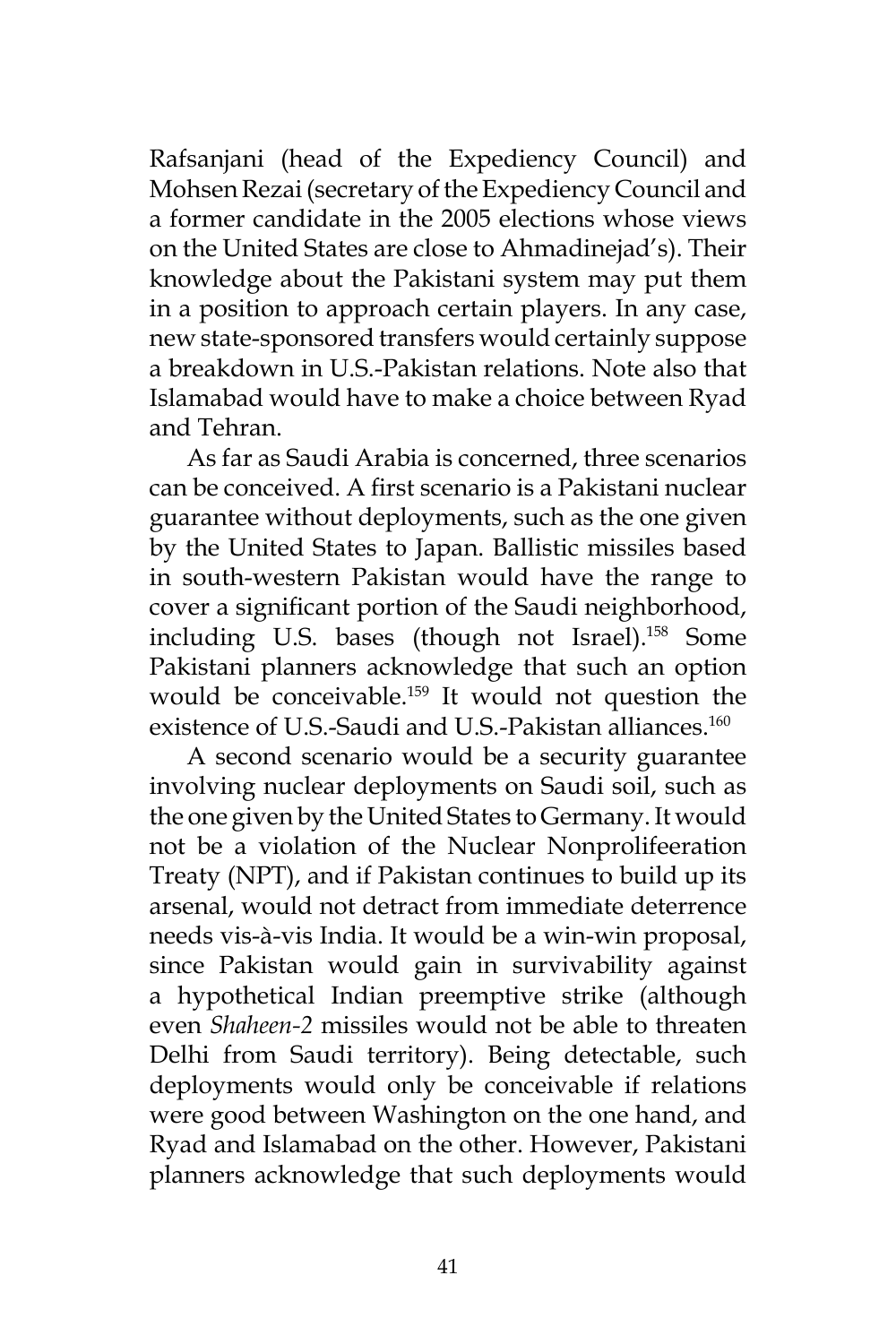Rafsanjani (head of the Expediency Council) and Mohsen Rezai (secretary of the Expediency Council and a former candidate in the 2005 elections whose views on the United States are close to Ahmadinejad's). Their knowledge about the Pakistani system may put them in a position to approach certain players. In any case, new state-sponsored transfers would certainly suppose a breakdown in U.S.-Pakistan relations. Note also that Islamabad would have to make a choice between Ryad and Tehran.

As far as Saudi Arabia is concerned, three scenarios can be conceived. A first scenario is a Pakistani nuclear guarantee without deployments, such as the one given by the United States to Japan. Ballistic missiles based in south-western Pakistan would have the range to cover a significant portion of the Saudi neighborhood, including U.S. bases (though not Israel).[158] Some Pakistani planners acknowledge that such an option would be conceivable.[159] It would not question the existence of U.S.-Saudi and U.S.-Pakistan alliances.[160]

A second scenario would be a security guarantee involving nuclear deployments on Saudi soil, such as the one given by the United States to Germany. It would not be a violation of the Nuclear Nonprolifeeration Treaty (NPT), and if Pakistan continues to build up its arsenal, would not detract from immediate deterrence needs vis-à-vis India. It would be a win-win proposal, since Pakistan would gain in survivability against a hypothetical Indian preemptive strike (although even *Shaheen-2* missiles would not be able to threaten Delhi from Saudi territory). Being detectable, such deployments would only be conceivable if relations were good between Washington on the one hand, and Ryad and Islamabad on the other. However, Pakistani planners acknowledge that such deployments would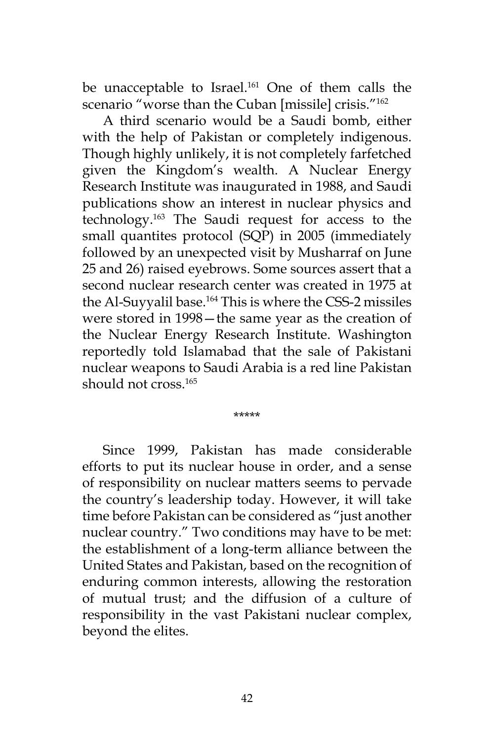be unacceptable to Israel.[161] One of them calls the scenario "worse than the Cuban [missile] crisis."[162]

A third scenario would be a Saudi bomb, either with the help of Pakistan or completely indigenous. Though highly unlikely, it is not completely farfetched given the Kingdom's wealth. A Nuclear Energy Research Institute was inaugurated in 1988, and Saudi publications show an interest in nuclear physics and technology.[163] The Saudi request for access to the small quantites protocol (SQP) in 2005 (immediately followed by an unexpected visit by Musharraf on June 25 and 26) raised eyebrows. Some sources assert that a second nuclear research center was created in 1975 at the Al-Suyyalil base.[164] This is where the CSS-2 missiles were stored in 1998—the same year as the creation of the Nuclear Energy Research Institute. Washington reportedly told Islamabad that the sale of Pakistani nuclear weapons to Saudi Arabia is a red line Pakistan should not cross.[165]

*****

Since 1999, Pakistan has made considerable efforts to put its nuclear house in order, and a sense of responsibility on nuclear matters seems to pervade the country's leadership today. However, it will take time before Pakistan can be considered as "just another nuclear country." Two conditions may have to be met: the establishment of a long-term alliance between the United States and Pakistan, based on the recognition of enduring common interests, allowing the restoration of mutual trust; and the diffusion of a culture of responsibility in the vast Pakistani nuclear complex, beyond the elites.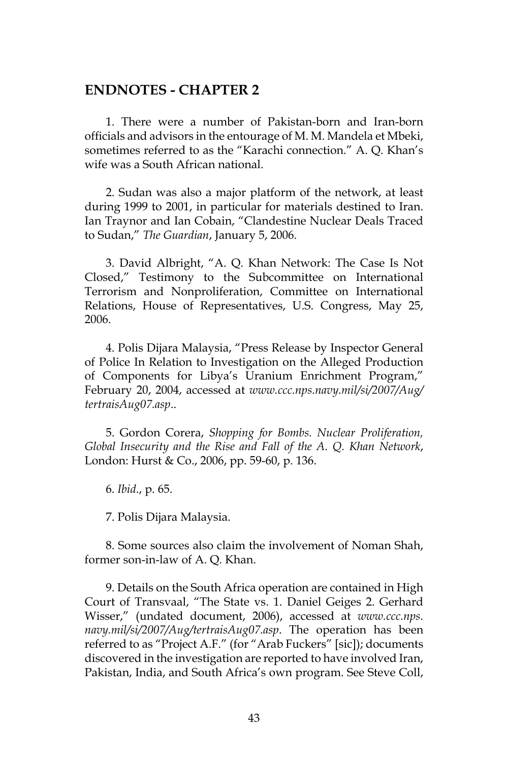## ENDNOTES - CHAPTER 2

1. There were a number of Pakistan-born and Iran-born officials and advisors in the entourage of M. M. Mandela et Mbeki, sometimes referred to as the "Karachi connection." A. Q. Khan's wife was a South African national.

2. Sudan was also a major platform of the network, at least during 1999 to 2001, in particular for materials destined to Iran. Ian Traynor and Ian Cobain, "Clandestine Nuclear Deals Traced to Sudan," *The Guardian*, January 5, 2006.

3. David Albright, "A. Q. Khan Network: The Case Is Not Closed," Testimony to the Subcommittee on International Terrorism and Nonproliferation, Committee on International Relations, House of Representatives, U.S. Congress, May 25, 2006.

4. Polis Dijara Malaysia, "Press Release by Inspector General of Police In Relation to Investigation on the Alleged Production of Components for Libya's Uranium Enrichment Program," February 20, 2004, accessed at *www.ccc.nps.navy.mil/si/2007/Aug/tertraisAug07.asp*..

5. Gordon Corera, *Shopping for Bombs. Nuclear Proliferation, Global Insecurity and the Rise and Fall of the A. Q. Khan Network*, London: Hurst & Co., 2006, pp. 59-60, p. 136.

6. *Ibid*., p. 65.

7. Polis Dijara Malaysia.

8. Some sources also claim the involvement of Noman Shah, former son-in-law of A. Q. Khan.

9. Details on the South Africa operation are contained in High Court of Transvaal, "The State vs. 1. Daniel Geiges 2. Gerhard Wisser," (undated document, 2006), accessed at *www.ccc.nps.navy.mil/si/2007/Aug/tertraisAug07.asp*. The operation has been referred to as "Project A.F." (for "Arab Fuckers" [sic]); documents discovered in the investigation are reported to have involved Iran, Pakistan, India, and South Africa's own program. See Steve Coll,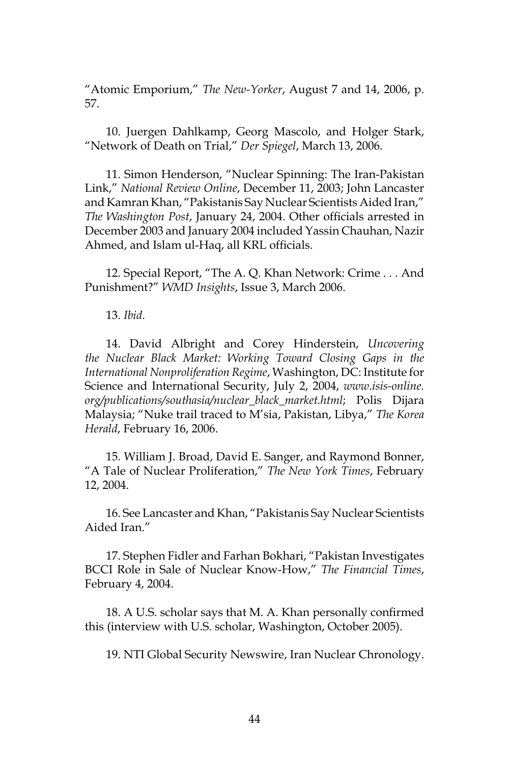"Atomic Emporium," *The New-Yorker*, August 7 and 14, 2006, p. 57.

10. Juergen Dahlkamp, Georg Mascolo, and Holger Stark, "Network of Death on Trial," *Der Spiegel*, March 13, 2006.

11. Simon Henderson, "Nuclear Spinning: The Iran-Pakistan Link," *National Review Online*, December 11, 2003; John Lancaster and Kamran Khan, "Pakistanis Say Nuclear Scientists Aided Iran," *The Washington Post*, January 24, 2004. Other officials arrested in December 2003 and January 2004 included Yassin Chauhan, Nazir Ahmed, and Islam ul-Haq, all KRL officials.

12. Special Report, "The A. Q. Khan Network: Crime . . . And Punishment?" *WMD Insights*, Issue 3, March 2006.

13. *Ibid*.

14. David Albright and Corey Hinderstein, *Uncovering the Nuclear Black Market: Working Toward Closing Gaps in the International Nonproliferation Regime*, Washington, DC: Institute for Science and International Security, July 2, 2004, *www.isis-online.org/publications/southasia/nuclear_black_market.html*; Polis Dijara Malaysia; "Nuke trail traced to M'sia, Pakistan, Libya," *The Korea Herald*, February 16, 2006.

15. William J. Broad, David E. Sanger, and Raymond Bonner, "A Tale of Nuclear Proliferation," *The New York Times*, February 12, 2004.

16. See Lancaster and Khan, "Pakistanis Say Nuclear Scientists Aided Iran."

17. Stephen Fidler and Farhan Bokhari, "Pakistan Investigates BCCI Role in Sale of Nuclear Know-How," *The Financial Times*, February 4, 2004.

18. A U.S. scholar says that M. A. Khan personally confirmed this (interview with U.S. scholar, Washington, October 2005).

19. NTI Global Security Newswire, Iran Nuclear Chronology.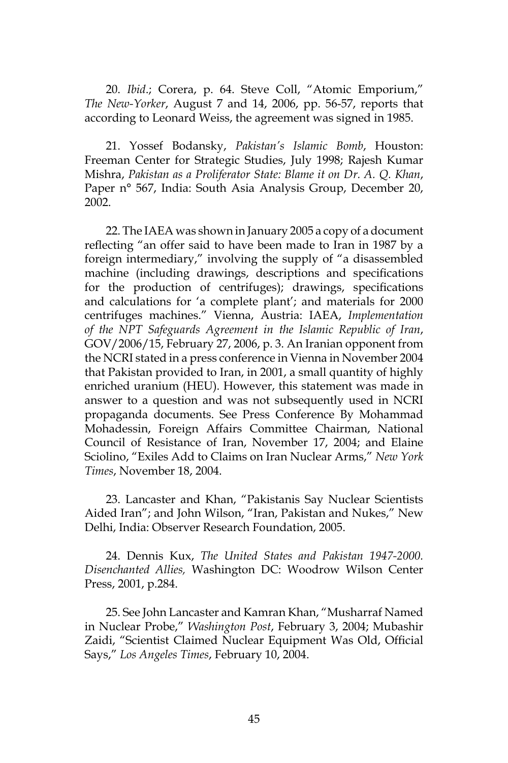20. *Ibid*.; Corera, p. 64. Steve Coll, "Atomic Emporium," *The New-Yorker*, August 7 and 14, 2006, pp. 56-57, reports that according to Leonard Weiss, the agreement was signed in 1985.

21. Yossef Bodansky, *Pakistan's Islamic Bomb*, Houston: Freeman Center for Strategic Studies, July 1998; Rajesh Kumar Mishra, *Pakistan as a Proliferator State: Blame it on Dr. A. Q. Khan*, Paper n° 567, India: South Asia Analysis Group, December 20, 2002.

22. The IAEA was shown in January 2005 a copy of a document reflecting "an offer said to have been made to Iran in 1987 by a foreign intermediary," involving the supply of "a disassembled machine (including drawings, descriptions and specifications for the production of centrifuges); drawings, specifications and calculations for 'a complete plant'; and materials for 2000 centrifuges machines." Vienna, Austria: IAEA, *Implementation of the NPT Safeguards Agreement in the Islamic Republic of Iran*, GOV/2006/15, February 27, 2006, p. 3. An Iranian opponent from the NCRI stated in a press conference in Vienna in November 2004 that Pakistan provided to Iran, in 2001, a small quantity of highly enriched uranium (HEU). However, this statement was made in answer to a question and was not subsequently used in NCRI propaganda documents. See Press Conference By Mohammad Mohadessin, Foreign Affairs Committee Chairman, National Council of Resistance of Iran, November 17, 2004; and Elaine Sciolino, "Exiles Add to Claims on Iran Nuclear Arms," *New York Times*, November 18, 2004.

23. Lancaster and Khan, "Pakistanis Say Nuclear Scientists Aided Iran"; and John Wilson, "Iran, Pakistan and Nukes," New Delhi, India: Observer Research Foundation, 2005.

24. Dennis Kux, *The United States and Pakistan 1947-2000. Disenchanted Allies,* Washington DC: Woodrow Wilson Center Press, 2001, p.284.

25. See John Lancaster and Kamran Khan, "Musharraf Named in Nuclear Probe," *Washington Post*, February 3, 2004; Mubashir Zaidi, "Scientist Claimed Nuclear Equipment Was Old, Official Says," *Los Angeles Times*, February 10, 2004.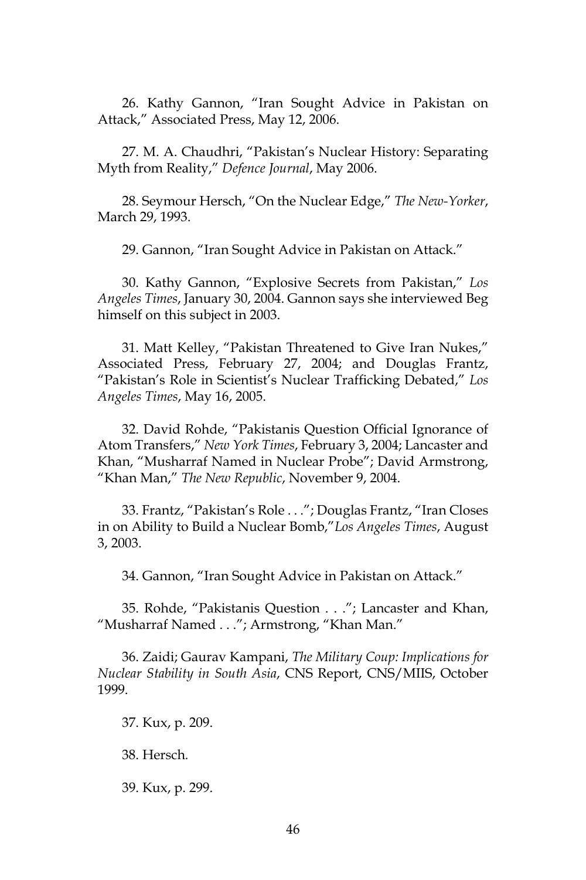26. Kathy Gannon, "Iran Sought Advice in Pakistan on Attack," Associated Press, May 12, 2006.

27. M. A. Chaudhri, "Pakistan's Nuclear History: Separating Myth from Reality," *Defence Journal*, May 2006.

28. Seymour Hersch, "On the Nuclear Edge," *The New-Yorker*, March 29, 1993.

29. Gannon, "Iran Sought Advice in Pakistan on Attack."

30. Kathy Gannon, "Explosive Secrets from Pakistan," *Los Angeles Times*, January 30, 2004. Gannon says she interviewed Beg himself on this subject in 2003.

31. Matt Kelley, "Pakistan Threatened to Give Iran Nukes," Associated Press, February 27, 2004; and Douglas Frantz, "Pakistan's Role in Scientist's Nuclear Trafficking Debated," *Los Angeles Times*, May 16, 2005.

32. David Rohde, "Pakistanis Question Official Ignorance of Atom Transfers," *New York Times*, February 3, 2004; Lancaster and Khan, "Musharraf Named in Nuclear Probe"; David Armstrong, "Khan Man," *The New Republic*, November 9, 2004.

33. Frantz, "Pakistan's Role . . ."; Douglas Frantz, "Iran Closes in on Ability to Build a Nuclear Bomb,"*Los Angeles Times*, August 3, 2003.

34. Gannon, "Iran Sought Advice in Pakistan on Attack."

35. Rohde, "Pakistanis Question . . ."; Lancaster and Khan, "Musharraf Named . . ."; Armstrong, "Khan Man."

36. Zaidi; Gaurav Kampani, *The Military Coup: Implications for Nuclear Stability in South Asia*, CNS Report, CNS/MIIS, October 1999.

37. Kux, p. 209.

38. Hersch.

39. Kux, p. 299.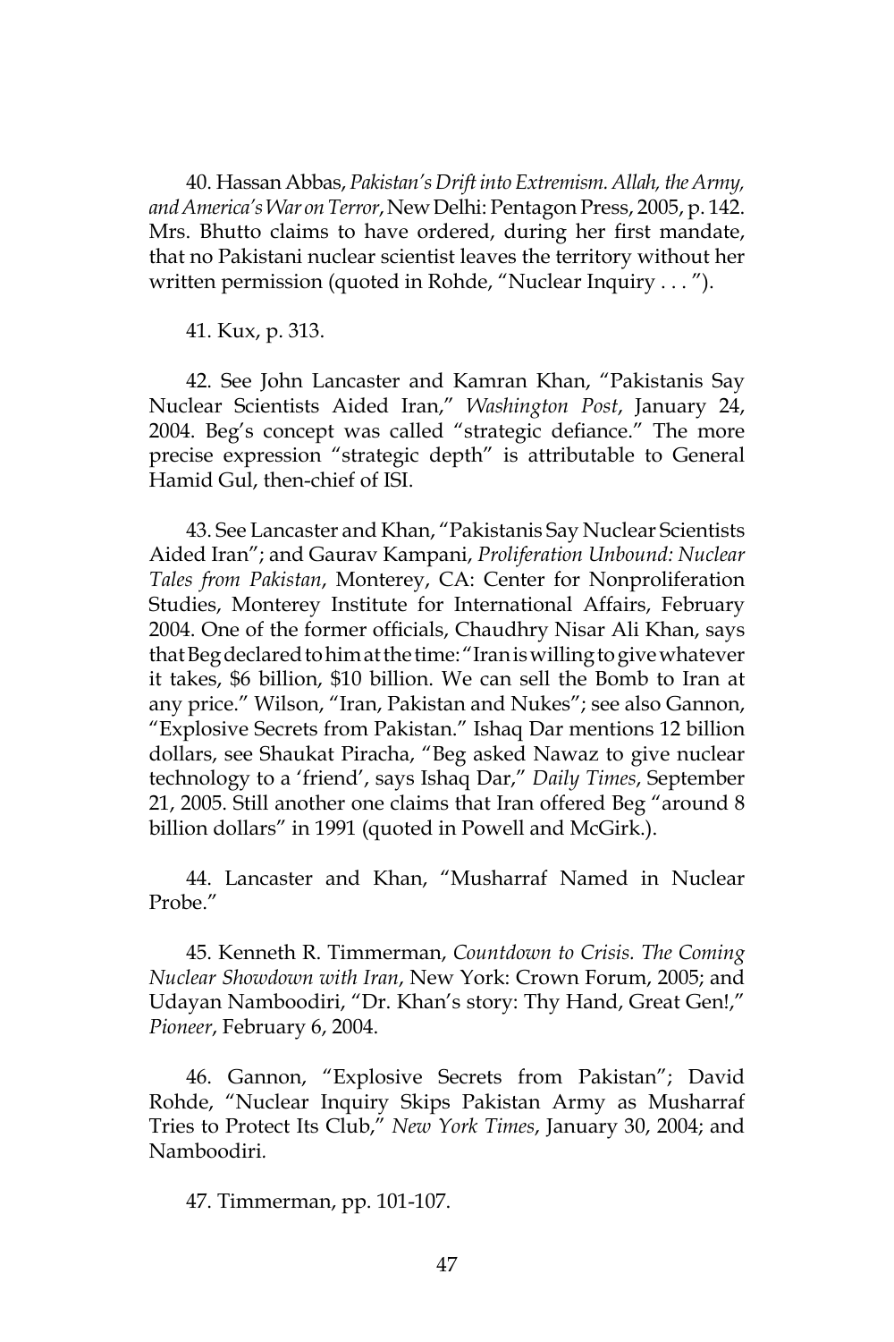40. Hassan Abbas, *Pakistan's Drift into Extremism. Allah, the Army, and America's War on Terror*, New Delhi: Pentagon Press, 2005, p. 142. Mrs. Bhutto claims to have ordered, during her first mandate, that no Pakistani nuclear scientist leaves the territory without her written permission (quoted in Rohde, "Nuclear Inquiry . . . ").

41. Kux, p. 313.

42. See John Lancaster and Kamran Khan, "Pakistanis Say Nuclear Scientists Aided Iran," *Washington Post*, January 24, 2004. Beg's concept was called "strategic defiance." The more precise expression "strategic depth" is attributable to General Hamid Gul, then-chief of ISI.

43. See Lancaster and Khan, "Pakistanis Say Nuclear Scientists Aided Iran"; and Gaurav Kampani, *Proliferation Unbound: Nuclear Tales from Pakistan*, Monterey, CA: Center for Nonproliferation Studies, Monterey Institute for International Affairs, February 2004. One of the former officials, Chaudhry Nisar Ali Khan, says that Beg declared to him at the time: "Iran is willing to give whatever it takes, $6 billion, $10 billion. We can sell the Bomb to Iran at any price." Wilson, "Iran, Pakistan and Nukes"; see also Gannon, "Explosive Secrets from Pakistan." Ishaq Dar mentions 12 billion dollars, see Shaukat Piracha, "Beg asked Nawaz to give nuclear technology to a 'friend', says Ishaq Dar," *Daily Times*, September 21, 2005. Still another one claims that Iran offered Beg "around 8 billion dollars" in 1991 (quoted in Powell and McGirk.).

44. Lancaster and Khan, "Musharraf Named in Nuclear Probe."

45. Kenneth R. Timmerman, *Countdown to Crisis. The Coming Nuclear Showdown with Iran*, New York: Crown Forum, 2005; and Udayan Namboodiri, "Dr. Khan's story: Thy Hand, Great Gen!," *Pioneer*, February 6, 2004.

46. Gannon, "Explosive Secrets from Pakistan"; David Rohde, "Nuclear Inquiry Skips Pakistan Army as Musharraf Tries to Protect Its Club," *New York Times*, January 30, 2004; and Namboodiri.

47. Timmerman, pp. 101-107.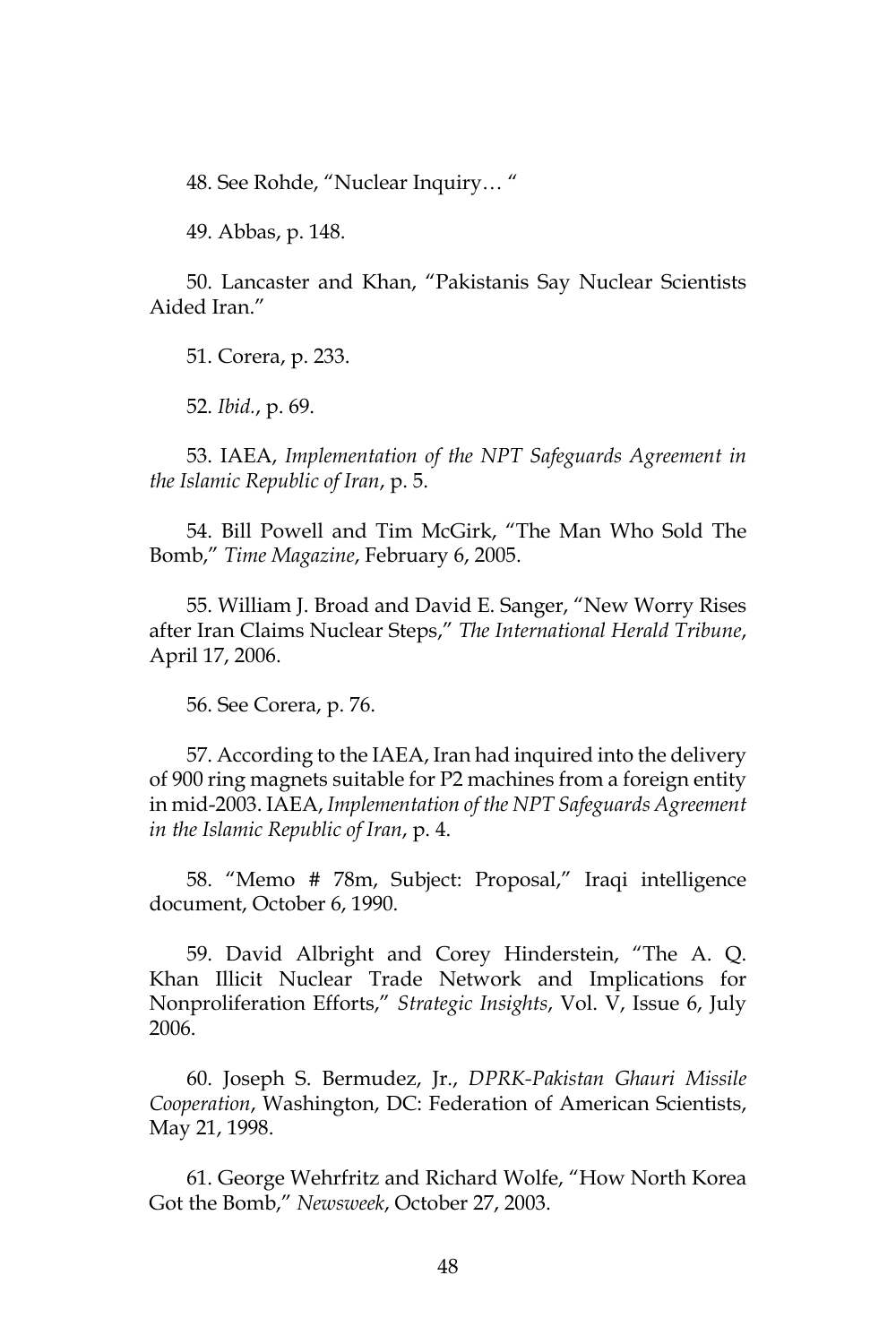48. See Rohde, "Nuclear Inquiry… "

49. Abbas, p. 148.

50. Lancaster and Khan, "Pakistanis Say Nuclear Scientists Aided Iran."

51. Corera, p. 233.

52. *Ibid.*, p. 69.

53. IAEA, *Implementation of the NPT Safeguards Agreement in the Islamic Republic of Iran*, p. 5.

54. Bill Powell and Tim McGirk, "The Man Who Sold The Bomb," *Time Magazine*, February 6, 2005.

55. William J. Broad and David E. Sanger, "New Worry Rises after Iran Claims Nuclear Steps," *The International Herald Tribune*, April 17, 2006.

56. See Corera, p. 76.

57. According to the IAEA, Iran had inquired into the delivery of 900 ring magnets suitable for P2 machines from a foreign entity in mid-2003. IAEA, *Implementation of the NPT Safeguards Agreement in the Islamic Republic of Iran*, p. 4.

58. "Memo # 78m, Subject: Proposal," Iraqi intelligence document, October 6, 1990.

59. David Albright and Corey Hinderstein, "The A. Q. Khan Illicit Nuclear Trade Network and Implications for Nonproliferation Efforts," *Strategic Insights*, Vol. V, Issue 6, July 2006.

60. Joseph S. Bermudez, Jr., *DPRK-Pakistan Ghauri Missile Cooperation*, Washington, DC: Federation of American Scientists, May 21, 1998.

61. George Wehrfritz and Richard Wolfe, "How North Korea Got the Bomb," *Newsweek*, October 27, 2003.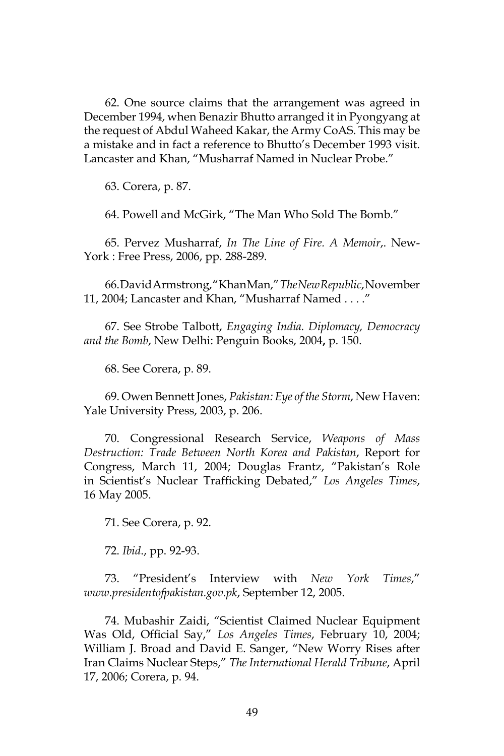62. One source claims that the arrangement was agreed in December 1994, when Benazir Bhutto arranged it in Pyongyang at the request of Abdul Waheed Kakar, the Army CoAS. This may be a mistake and in fact a reference to Bhutto's December 1993 visit. Lancaster and Khan, "Musharraf Named in Nuclear Probe."

63. Corera, p. 87.

64. Powell and McGirk, "The Man Who Sold The Bomb."

65. Pervez Musharraf, *In The Line of Fire. A Memoir*,. New-York : Free Press, 2006, pp. 288-289.

66. David Armstrong, "Khan Man," *The New Republic*, November 11, 2004; Lancaster and Khan, "Musharraf Named . . . ."

67. See Strobe Talbott, *Engaging India. Diplomacy, Democracy and the Bomb*, New Delhi: Penguin Books, 2004**,** p. 150.

68. See Corera, p. 89.

69. Owen Bennett Jones, *Pakistan: Eye of the Storm*, New Haven: Yale University Press, 2003, p. 206.

70. Congressional Research Service, *Weapons of Mass Destruction: Trade Between North Korea and Pakistan*, Report for Congress, March 11, 2004; Douglas Frantz, "Pakistan's Role in Scientist's Nuclear Trafficking Debated," *Los Angeles Times*, 16 May 2005.

71. See Corera, p. 92.

72. *Ibid*., pp. 92-93.

73. "President's Interview with *New York Times*," *www.presidentofpakistan.gov.pk*, September 12, 2005.

74. Mubashir Zaidi, "Scientist Claimed Nuclear Equipment Was Old, Official Say," *Los Angeles Times*, February 10, 2004; William J. Broad and David E. Sanger, "New Worry Rises after Iran Claims Nuclear Steps," *The International Herald Tribune*, April 17, 2006; Corera, p. 94.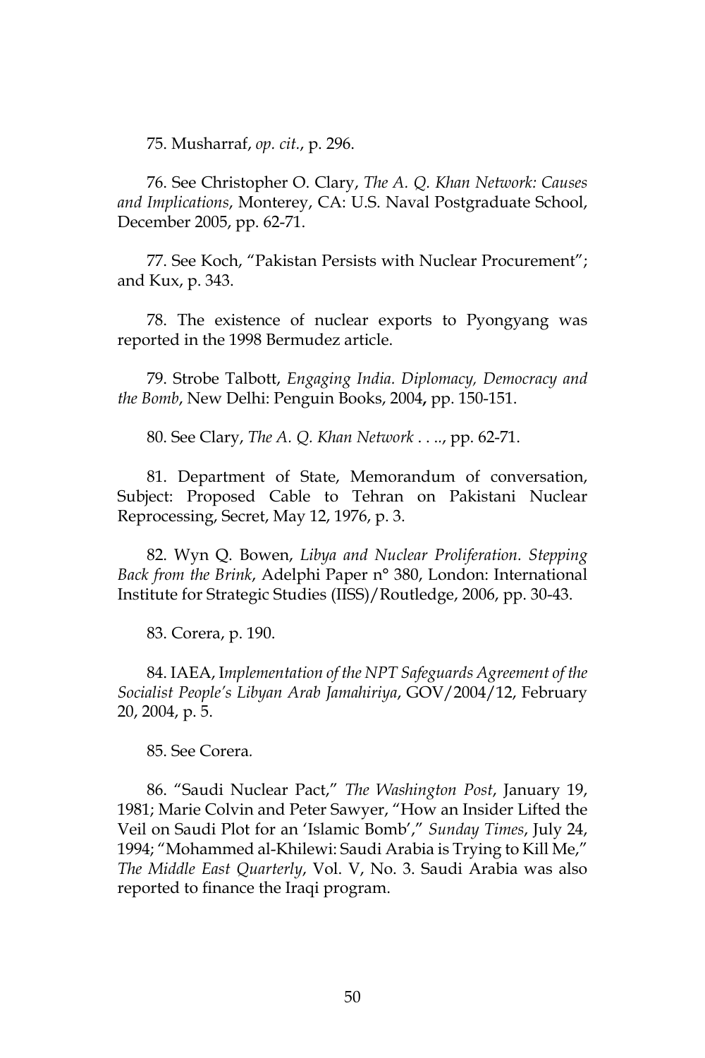75. Musharraf, *op. cit.*, p. 296.

76. See Christopher O. Clary, *The A. Q. Khan Network: Causes and Implications*, Monterey, CA: U.S. Naval Postgraduate School, December 2005, pp. 62-71.

77. See Koch, "Pakistan Persists with Nuclear Procurement"; and Kux, p. 343.

78. The existence of nuclear exports to Pyongyang was reported in the 1998 Bermudez article.

79. Strobe Talbott, *Engaging India. Diplomacy, Democracy and the Bomb*, New Delhi: Penguin Books, 2004**,** pp. 150-151.

80. See Clary, *The A. Q. Khan Network . . .*., pp. 62-71.

81. Department of State, Memorandum of conversation, Subject: Proposed Cable to Tehran on Pakistani Nuclear Reprocessing, Secret, May 12, 1976, p. 3.

82. Wyn Q. Bowen, *Libya and Nuclear Proliferation. Stepping Back from the Brink*, Adelphi Paper n° 380, London: International Institute for Strategic Studies (IISS)/Routledge, 2006, pp. 30-43.

83. Corera, p. 190.

84. IAEA, I*mplementation of the NPT Safeguards Agreement of the Socialist People's Libyan Arab Jamahiriya*, GOV/2004/12, February 20, 2004, p. 5.

85. See Corera.

86. "Saudi Nuclear Pact," *The Washington Post*, January 19, 1981; Marie Colvin and Peter Sawyer, "How an Insider Lifted the Veil on Saudi Plot for an 'Islamic Bomb'," *Sunday Times*, July 24, 1994; "Mohammed al-Khilewi: Saudi Arabia is Trying to Kill Me," *The Middle East Quarterly*, Vol. V, No. 3. Saudi Arabia was also reported to finance the Iraqi program.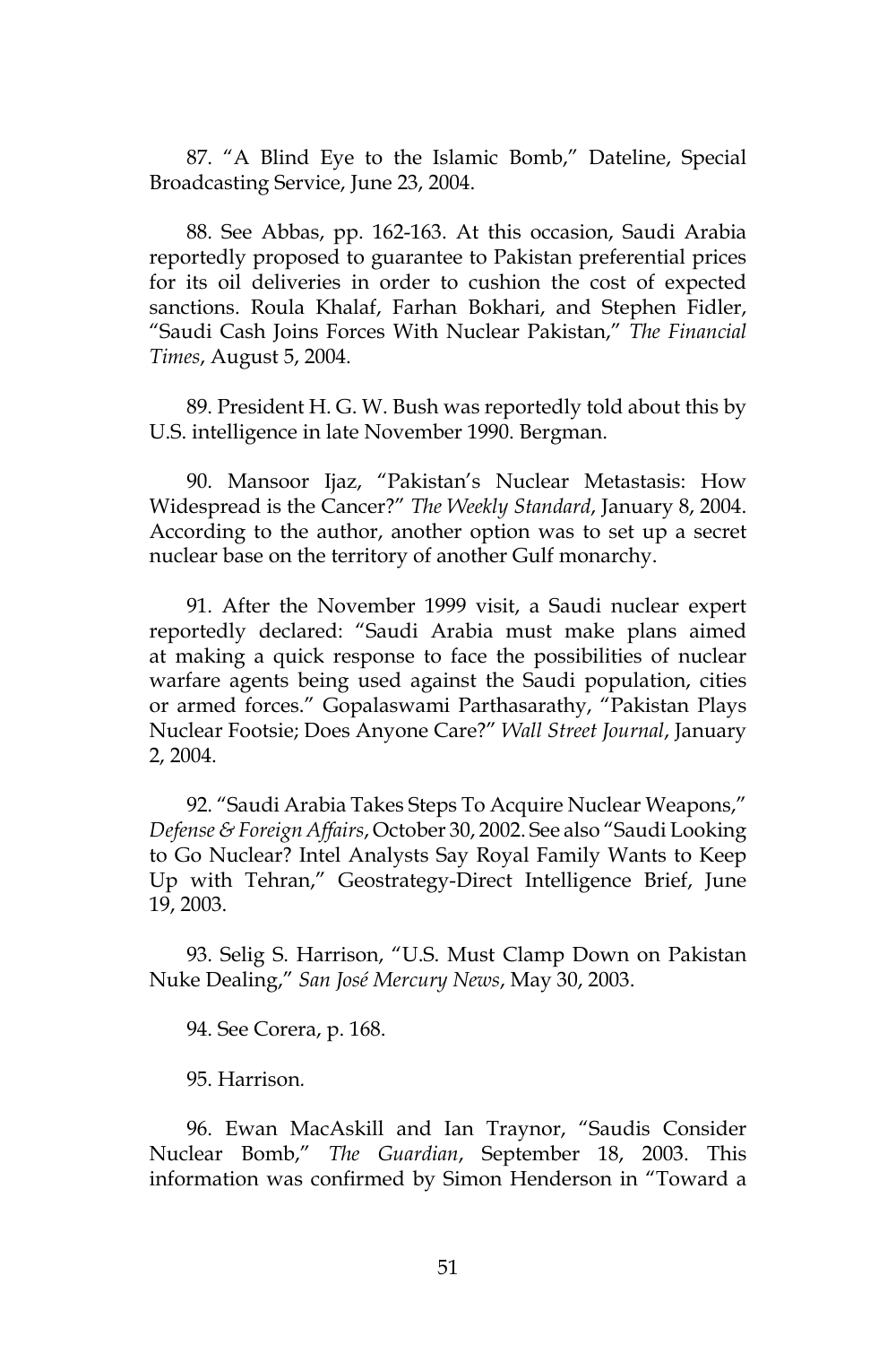87. "A Blind Eye to the Islamic Bomb," Dateline, Special Broadcasting Service, June 23, 2004.

88. See Abbas, pp. 162-163. At this occasion, Saudi Arabia reportedly proposed to guarantee to Pakistan preferential prices for its oil deliveries in order to cushion the cost of expected sanctions. Roula Khalaf, Farhan Bokhari, and Stephen Fidler, "Saudi Cash Joins Forces With Nuclear Pakistan," *The Financial Times*, August 5, 2004.

89. President H. G. W. Bush was reportedly told about this by U.S. intelligence in late November 1990. Bergman.

90. Mansoor Ijaz, "Pakistan's Nuclear Metastasis: How Widespread is the Cancer?" *The Weekly Standard*, January 8, 2004. According to the author, another option was to set up a secret nuclear base on the territory of another Gulf monarchy.

91. After the November 1999 visit, a Saudi nuclear expert reportedly declared: "Saudi Arabia must make plans aimed at making a quick response to face the possibilities of nuclear warfare agents being used against the Saudi population, cities or armed forces." Gopalaswami Parthasarathy, "Pakistan Plays Nuclear Footsie; Does Anyone Care?" *Wall Street Journal*, January 2, 2004.

92. "Saudi Arabia Takes Steps To Acquire Nuclear Weapons," *Defense & Foreign Affairs*, October 30, 2002. See also "Saudi Looking to Go Nuclear? Intel Analysts Say Royal Family Wants to Keep Up with Tehran," Geostrategy-Direct Intelligence Brief, June 19, 2003.

93. Selig S. Harrison, "U.S. Must Clamp Down on Pakistan Nuke Dealing," *San José Mercury News*, May 30, 2003.

94. See Corera, p. 168.

95. Harrison.

96. Ewan MacAskill and Ian Traynor, "Saudis Consider Nuclear Bomb," *The Guardian*, September 18, 2003. This information was confirmed by Simon Henderson in "Toward a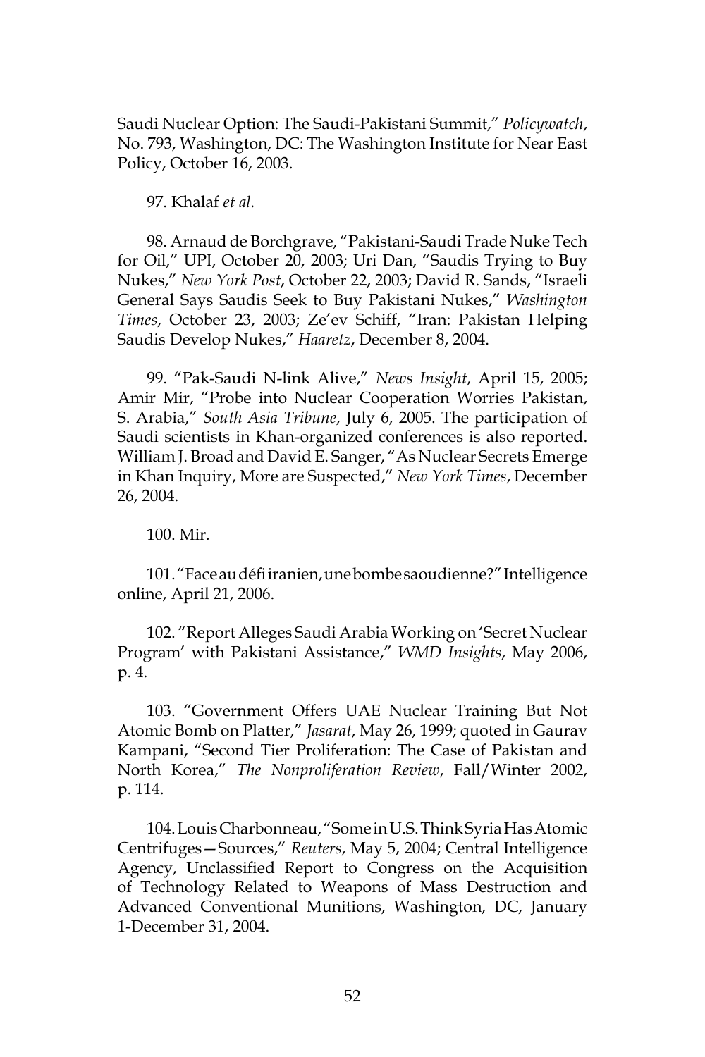Saudi Nuclear Option: The Saudi-Pakistani Summit," *Policywatch*, No. 793, Washington, DC: The Washington Institute for Near East Policy, October 16, 2003.

97. Khalaf *et al.*

98. Arnaud de Borchgrave, "Pakistani-Saudi Trade Nuke Tech for Oil," UPI, October 20, 2003; Uri Dan, "Saudis Trying to Buy Nukes," *New York Post*, October 22, 2003; David R. Sands, "Israeli General Says Saudis Seek to Buy Pakistani Nukes," *Washington Times*, October 23, 2003; Ze'ev Schiff, "Iran: Pakistan Helping Saudis Develop Nukes," *Haaretz*, December 8, 2004.

99. "Pak-Saudi N-link Alive," *News Insight*, April 15, 2005; Amir Mir, "Probe into Nuclear Cooperation Worries Pakistan, S. Arabia," *South Asia Tribune*, July 6, 2005. The participation of Saudi scientists in Khan-organized conferences is also reported. William J. Broad and David E. Sanger, "As Nuclear Secrets Emerge in Khan Inquiry, More are Suspected," *New York Times*, December 26, 2004.

100. Mir.

101. "Face au défi iranien, une bombe saoudienne?" Intelligence online, April 21, 2006.

102. "Report Alleges Saudi Arabia Working on 'Secret Nuclear Program' with Pakistani Assistance," *WMD Insights*, May 2006, p. 4.

103. "Government Offers UAE Nuclear Training But Not Atomic Bomb on Platter," *Jasarat*, May 26, 1999; quoted in Gaurav Kampani, "Second Tier Proliferation: The Case of Pakistan and North Korea," *The Nonproliferation Review*, Fall/Winter 2002, p. 114.

104. Louis Charbonneau, "Some in U.S. Think Syria Has Atomic Centrifuges—Sources," *Reuters*, May 5, 2004; Central Intelligence Agency, Unclassified Report to Congress on the Acquisition of Technology Related to Weapons of Mass Destruction and Advanced Conventional Munitions, Washington, DC, January 1-December 31, 2004.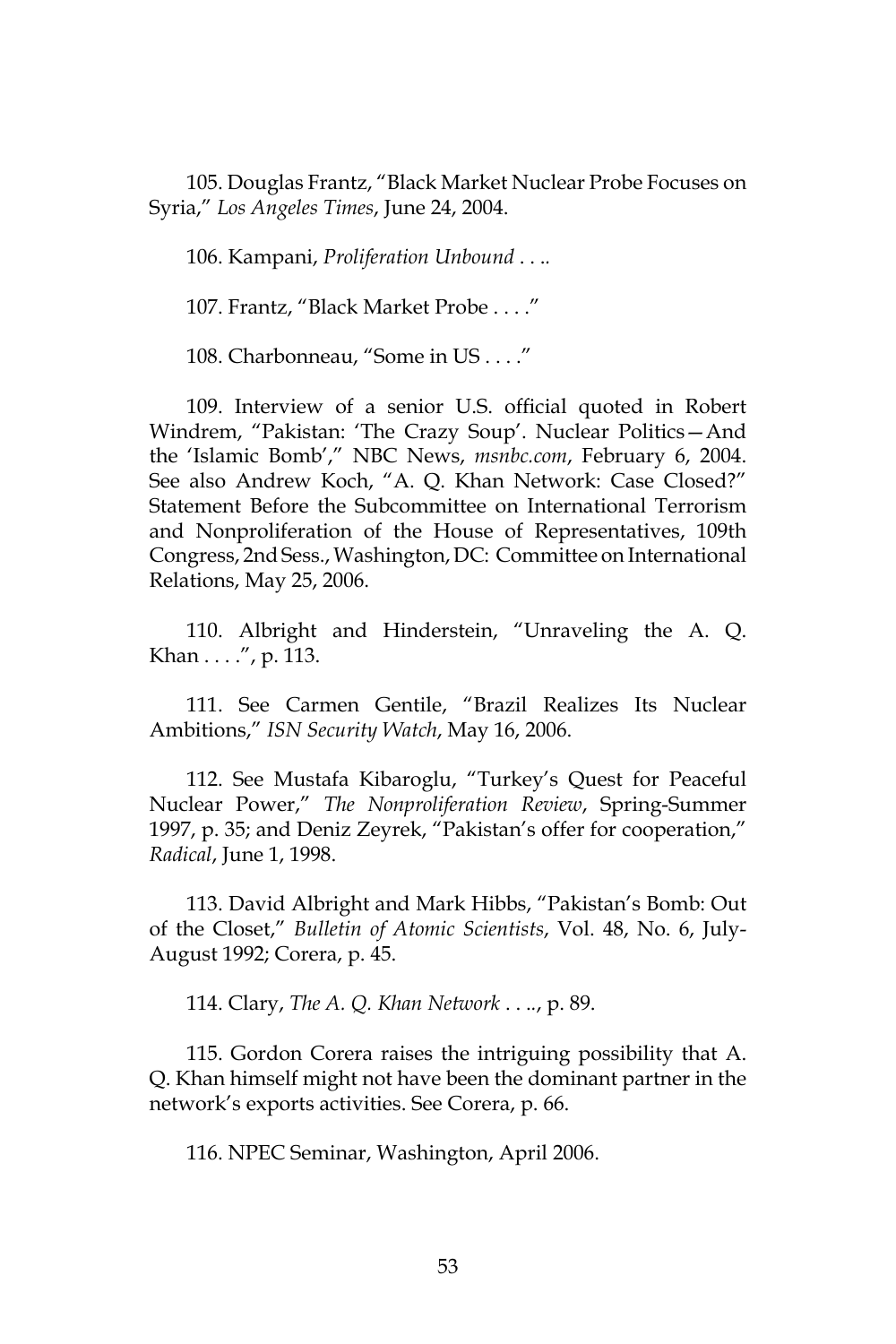105. Douglas Frantz, “Black Market Nuclear Probe Focuses on Syria,” *Los Angeles Times*, June 24, 2004.

106. Kampani, *Proliferation Unbound . . ..*

107. Frantz, “Black Market Probe . . . .”

108. Charbonneau, “Some in US . . . .”

109. Interview of a senior U.S. official quoted in Robert Windrem, “Pakistan: ‘The Crazy Soup’. Nuclear Politics—And the ‘Islamic Bomb’,” NBC News, *msnbc.com*, February 6, 2004. See also Andrew Koch, “A. Q. Khan Network: Case Closed?” Statement Before the Subcommittee on International Terrorism and Nonproliferation of the House of Representatives, 109th Congress, 2nd Sess., Washington, DC: Committee on International Relations, May 25, 2006.

110. Albright and Hinderstein, “Unraveling the A. Q. Khan . . . .”, p. 113.

111. See Carmen Gentile, “Brazil Realizes Its Nuclear Ambitions,” *ISN Security Watch*, May 16, 2006.

112. See Mustafa Kibaroglu, “Turkey’s Quest for Peaceful Nuclear Power,” *The Nonproliferation Review*, Spring-Summer 1997, p. 35; and Deniz Zeyrek, “Pakistan’s offer for cooperation,” *Radical*, June 1, 1998.

113. David Albright and Mark Hibbs, “Pakistan’s Bomb: Out of the Closet,” *Bulletin of Atomic Scientists*, Vol. 48, No. 6, July-August 1992; Corera, p. 45.

114. Clary, *The A. Q. Khan Network . . ..*, p. 89.

115. Gordon Corera raises the intriguing possibility that A. Q. Khan himself might not have been the dominant partner in the network’s exports activities. See Corera, p. 66.

116. NPEC Seminar, Washington, April 2006.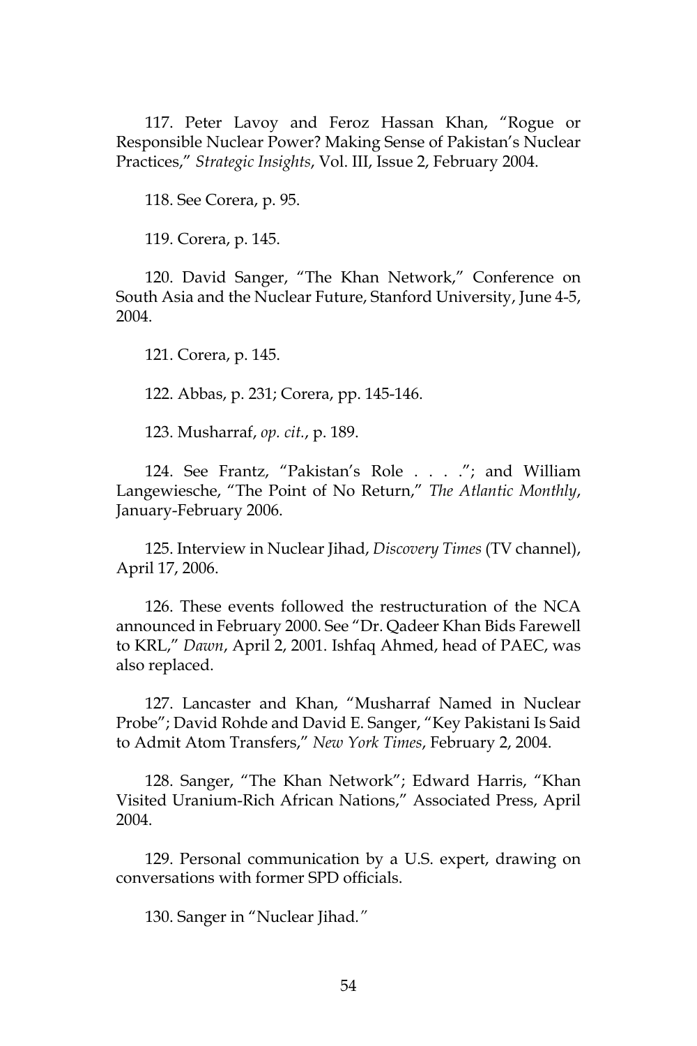117. Peter Lavoy and Feroz Hassan Khan, "Rogue or Responsible Nuclear Power? Making Sense of Pakistan's Nuclear Practices," *Strategic Insights*, Vol. III, Issue 2, February 2004.

118. See Corera, p. 95.

119. Corera, p. 145.

120. David Sanger, "The Khan Network," Conference on South Asia and the Nuclear Future, Stanford University, June 4-5, 2004.

121. Corera, p. 145.

122. Abbas, p. 231; Corera, pp. 145-146.

123. Musharraf, *op. cit.*, p. 189.

124. See Frantz, "Pakistan's Role . . . ."; and William Langewiesche, "The Point of No Return," *The Atlantic Monthly*, January-February 2006.

125. Interview in Nuclear Jihad, *Discovery Times* (TV channel), April 17, 2006.

126. These events followed the restructuration of the NCA announced in February 2000. See "Dr. Qadeer Khan Bids Farewell to KRL," *Dawn*, April 2, 2001. Ishfaq Ahmed, head of PAEC, was also replaced.

127. Lancaster and Khan, "Musharraf Named in Nuclear Probe"; David Rohde and David E. Sanger, "Key Pakistani Is Said to Admit Atom Transfers," *New York Times*, February 2, 2004.

128. Sanger, "The Khan Network"; Edward Harris, "Khan Visited Uranium-Rich African Nations," Associated Press, April 2004.

129. Personal communication by a U.S. expert, drawing on conversations with former SPD officials.

130. Sanger in "Nuclear Jihad."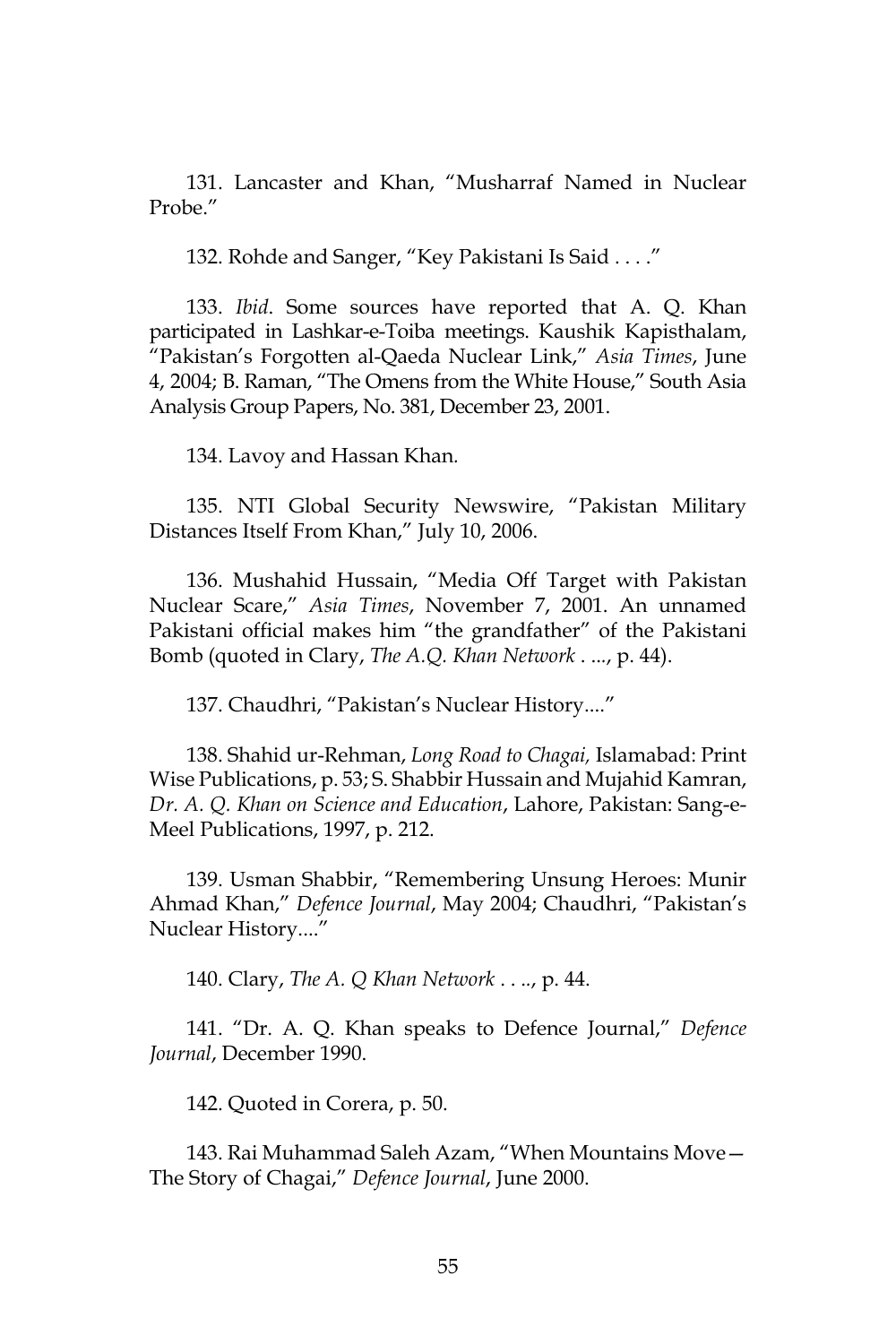131. Lancaster and Khan, "Musharraf Named in Nuclear Probe."

132. Rohde and Sanger, "Key Pakistani Is Said . . . ."

133. *Ibid*. Some sources have reported that A. Q. Khan participated in Lashkar-e-Toiba meetings. Kaushik Kapisthalam, "Pakistan's Forgotten al-Qaeda Nuclear Link," *Asia Times*, June 4, 2004; B. Raman, "The Omens from the White House," South Asia Analysis Group Papers, No. 381, December 23, 2001.

134. Lavoy and Hassan Khan.

135. NTI Global Security Newswire, "Pakistan Military Distances Itself From Khan," July 10, 2006.

136. Mushahid Hussain, "Media Off Target with Pakistan Nuclear Scare," *Asia Times*, November 7, 2001. An unnamed Pakistani official makes him "the grandfather" of the Pakistani Bomb (quoted in Clary, *The A.Q. Khan Network* . ..., p. 44).

137. Chaudhri, "Pakistan's Nuclear History...."

138. Shahid ur-Rehman, *Long Road to Chagai,* Islamabad: Print Wise Publications, p. 53; S. Shabbir Hussain and Mujahid Kamran, *Dr. A. Q. Khan on Science and Education*, Lahore, Pakistan: Sang-e-Meel Publications, 1997, p. 212.

139. Usman Shabbir, "Remembering Unsung Heroes: Munir Ahmad Khan," *Defence Journal*, May 2004; Chaudhri, "Pakistan's Nuclear History...."

140. Clary, *The A. Q Khan Network* . . .., p. 44.

141. "Dr. A. Q. Khan speaks to Defence Journal," *Defence Journal*, December 1990.

142. Quoted in Corera, p. 50.

143. Rai Muhammad Saleh Azam, "When Mountains Move—The Story of Chagai," *Defence Journal*, June 2000.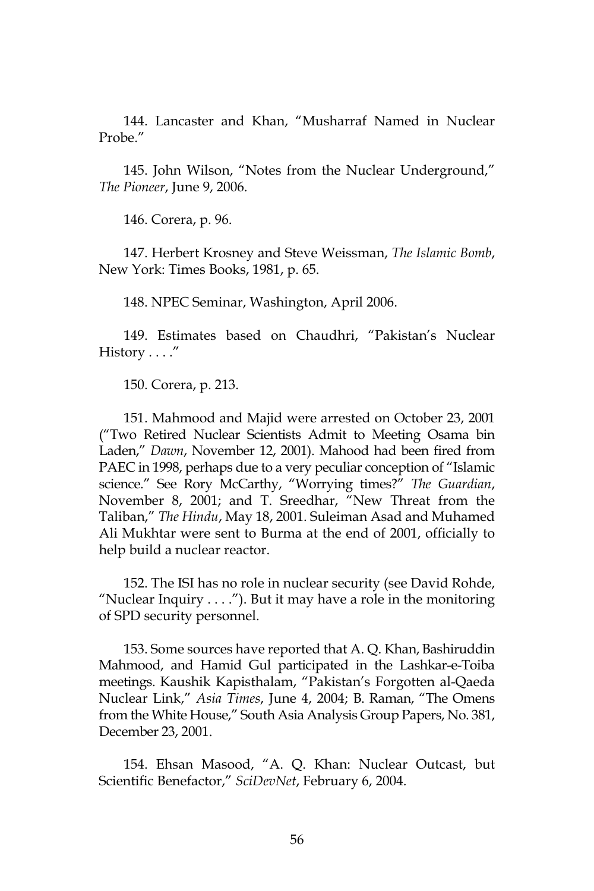144. Lancaster and Khan, "Musharraf Named in Nuclear Probe."

145. John Wilson, "Notes from the Nuclear Underground," *The Pioneer*, June 9, 2006.

146. Corera, p. 96.

147. Herbert Krosney and Steve Weissman, *The Islamic Bomb*, New York: Times Books, 1981, p. 65.

148. NPEC Seminar, Washington, April 2006.

149. Estimates based on Chaudhri, "Pakistan's Nuclear History . . . ."

150. Corera, p. 213.

151. Mahmood and Majid were arrested on October 23, 2001 ("Two Retired Nuclear Scientists Admit to Meeting Osama bin Laden," *Dawn*, November 12, 2001). Mahood had been fired from PAEC in 1998, perhaps due to a very peculiar conception of "Islamic science." See Rory McCarthy, "Worrying times?" *The Guardian*, November 8, 2001; and T. Sreedhar, "New Threat from the Taliban," *The Hindu*, May 18, 2001. Suleiman Asad and Muhamed Ali Mukhtar were sent to Burma at the end of 2001, officially to help build a nuclear reactor.

152. The ISI has no role in nuclear security (see David Rohde, "Nuclear Inquiry . . . ."). But it may have a role in the monitoring of SPD security personnel.

153. Some sources have reported that A. Q. Khan, Bashiruddin Mahmood, and Hamid Gul participated in the Lashkar-e-Toiba meetings. Kaushik Kapisthalam, "Pakistan's Forgotten al-Qaeda Nuclear Link," *Asia Times*, June 4, 2004; B. Raman, "The Omens from the White House," South Asia Analysis Group Papers, No. 381, December 23, 2001.

154. Ehsan Masood, "A. Q. Khan: Nuclear Outcast, but Scientific Benefactor," *SciDevNet*, February 6, 2004.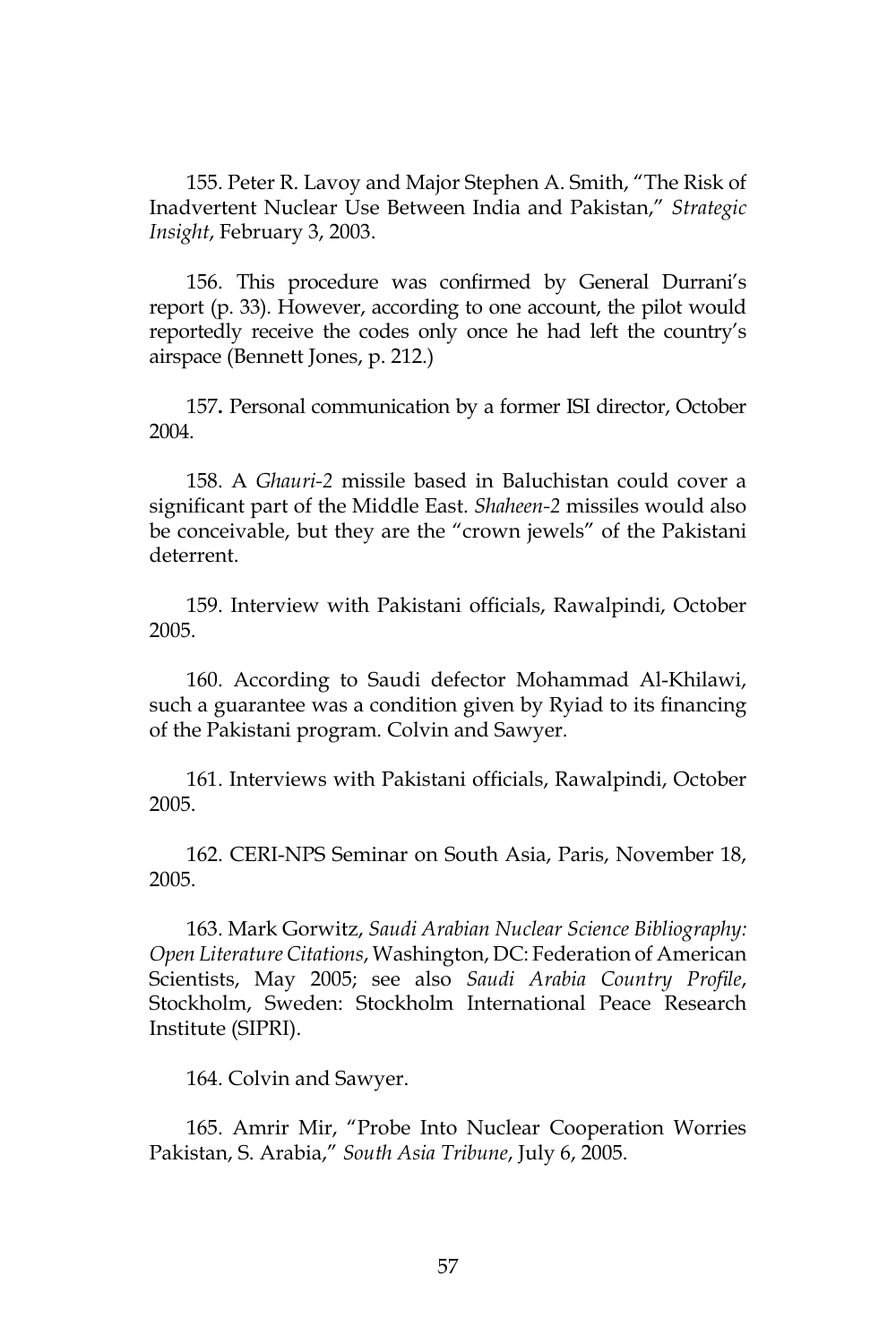155. Peter R. Lavoy and Major Stephen A. Smith, "The Risk of Inadvertent Nuclear Use Between India and Pakistan," *Strategic Insight*, February 3, 2003.

156. This procedure was confirmed by General Durrani's report (p. 33). However, according to one account, the pilot would reportedly receive the codes only once he had left the country's airspace (Bennett Jones, p. 212.)

157**.** Personal communication by a former ISI director, October 2004.

158. A *Ghauri-2* missile based in Baluchistan could cover a significant part of the Middle East. *Shaheen-2* missiles would also be conceivable, but they are the "crown jewels" of the Pakistani deterrent.

159. Interview with Pakistani officials, Rawalpindi, October 2005.

160. According to Saudi defector Mohammad Al-Khilawi, such a guarantee was a condition given by Ryiad to its financing of the Pakistani program. Colvin and Sawyer.

161. Interviews with Pakistani officials, Rawalpindi, October 2005.

162. CERI-NPS Seminar on South Asia, Paris, November 18, 2005.

163. Mark Gorwitz, *Saudi Arabian Nuclear Science Bibliography: Open Literature Citations*, Washington, DC: Federation of American Scientists, May 2005; see also *Saudi Arabia Country Profile*, Stockholm, Sweden: Stockholm International Peace Research Institute (SIPRI).

164. Colvin and Sawyer.

165. Amrir Mir, "Probe Into Nuclear Cooperation Worries Pakistan, S. Arabia," *South Asia Tribune*, July 6, 2005.